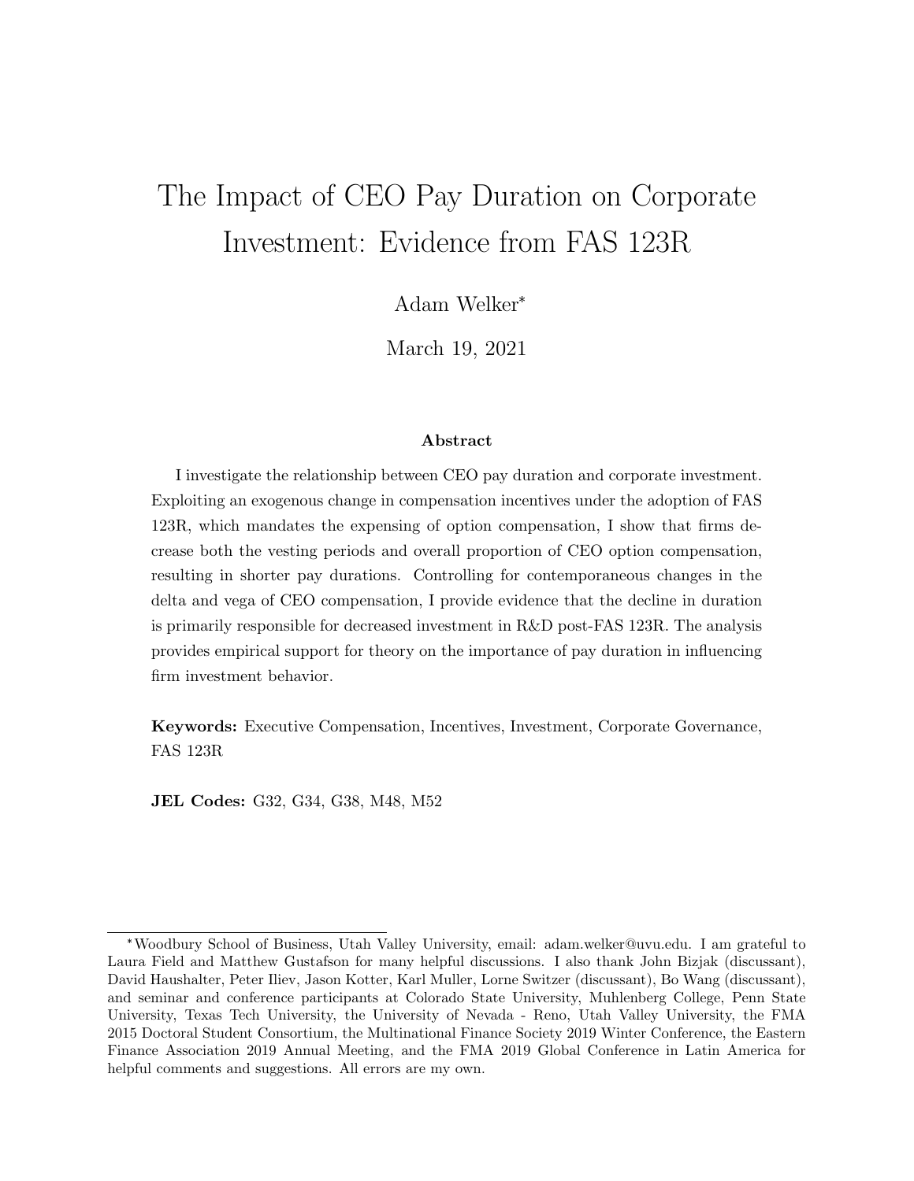# The Impact of CEO Pay Duration on Corporate Investment: Evidence from FAS 123R

Adam Welker*

March 19, 2021

### Abstract

I investigate the relationship between CEO pay duration and corporate investment. Exploiting an exogenous change in compensation incentives under the adoption of FAS 123R, which mandates the expensing of option compensation, I show that firms decrease both the vesting periods and overall proportion of CEO option compensation, resulting in shorter pay durations. Controlling for contemporaneous changes in the delta and vega of CEO compensation, I provide evidence that the decline in duration is primarily responsible for decreased investment in R&D post-FAS 123R. The analysis provides empirical support for theory on the importance of pay duration in influencing firm investment behavior.

**Keywords:** Executive Compensation, Incentives, Investment, Corporate Governance, FAS 123R

**JEL Codes:** G32, G34, G38, M48, M52

---

*Woodbury School of Business, Utah Valley University, email: adam.welker@uvu.edu. I am grateful to Laura Field and Matthew Gustafson for many helpful discussions. I also thank John Bizjak (discussant), David Haushalter, Peter Iliev, Jason Kotter, Karl Muller, Lorne Switzer (discussant), Bo Wang (discussant), and seminar and conference participants at Colorado State University, Muhlenberg College, Penn State University, Texas Tech University, the University of Nevada - Reno, Utah Valley University, the FMA 2015 Doctoral Student Consortium, the Multinational Finance Society 2019 Winter Conference, the Eastern Finance Association 2019 Annual Meeting, and the FMA 2019 Global Conference in Latin America for helpful comments and suggestions. All errors are my own.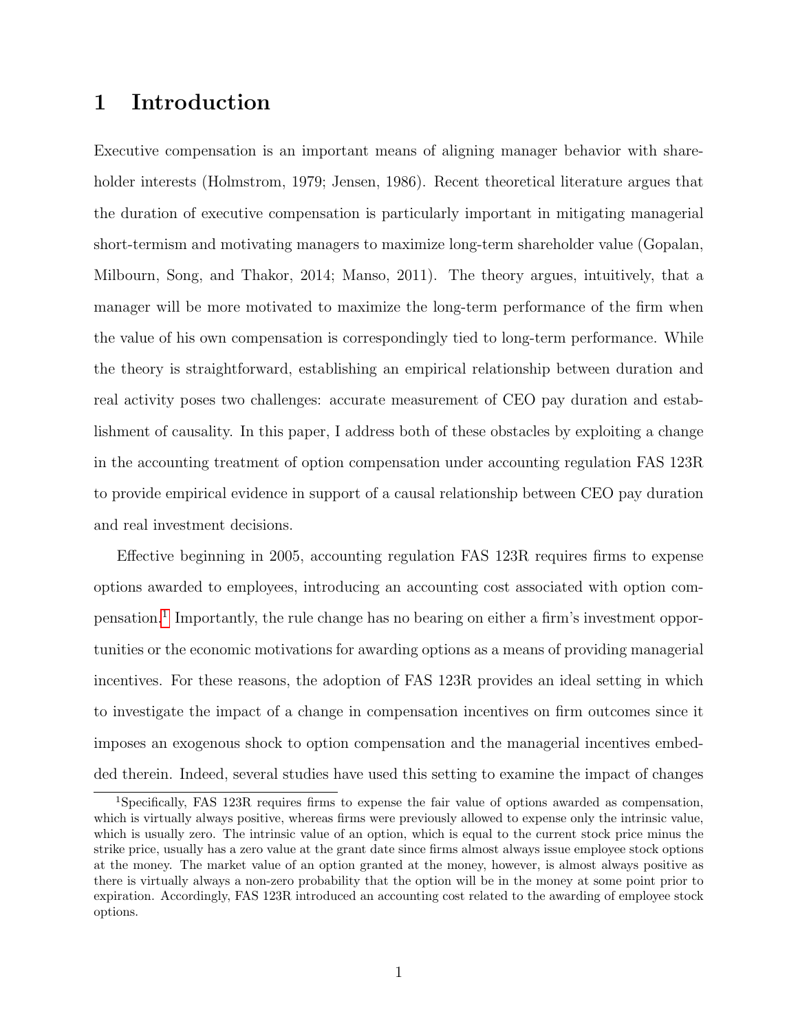# 1 Introduction

Executive compensation is an important means of aligning manager behavior with shareholder interests (Holmstrom, 1979; Jensen, 1986). Recent theoretical literature argues that the duration of executive compensation is particularly important in mitigating managerial short-termism and motivating managers to maximize long-term shareholder value (Gopalan, Milbourn, Song, and Thakor, 2014; Manso, 2011). The theory argues, intuitively, that a manager will be more motivated to maximize the long-term performance of the firm when the value of his own compensation is correspondingly tied to long-term performance. While the theory is straightforward, establishing an empirical relationship between duration and real activity poses two challenges: accurate measurement of CEO pay duration and establishment of causality. In this paper, I address both of these obstacles by exploiting a change in the accounting treatment of option compensation under accounting regulation FAS 123R to provide empirical evidence in support of a causal relationship between CEO pay duration and real investment decisions.

Effective beginning in 2005, accounting regulation FAS 123R requires firms to expense options awarded to employees, introducing an accounting cost associated with option compensation.[1] Importantly, the rule change has no bearing on either a firm's investment opportunities or the economic motivations for awarding options as a means of providing managerial incentives. For these reasons, the adoption of FAS 123R provides an ideal setting in which to investigate the impact of a change in compensation incentives on firm outcomes since it imposes an exogenous shock to option compensation and the managerial incentives embedded therein. Indeed, several studies have used this setting to examine the impact of changes

[1] Specifically, FAS 123R requires firms to expense the fair value of options awarded as compensation, which is virtually always positive, whereas firms were previously allowed to expense only the intrinsic value, which is usually zero. The intrinsic value of an option, which is equal to the current stock price minus the strike price, usually has a zero value at the grant date since firms almost always issue employee stock options at the money. The market value of an option granted at the money, however, is almost always positive as there is virtually always a non-zero probability that the option will be in the money at some point prior to expiration. Accordingly, FAS 123R introduced an accounting cost related to the awarding of employee stock options.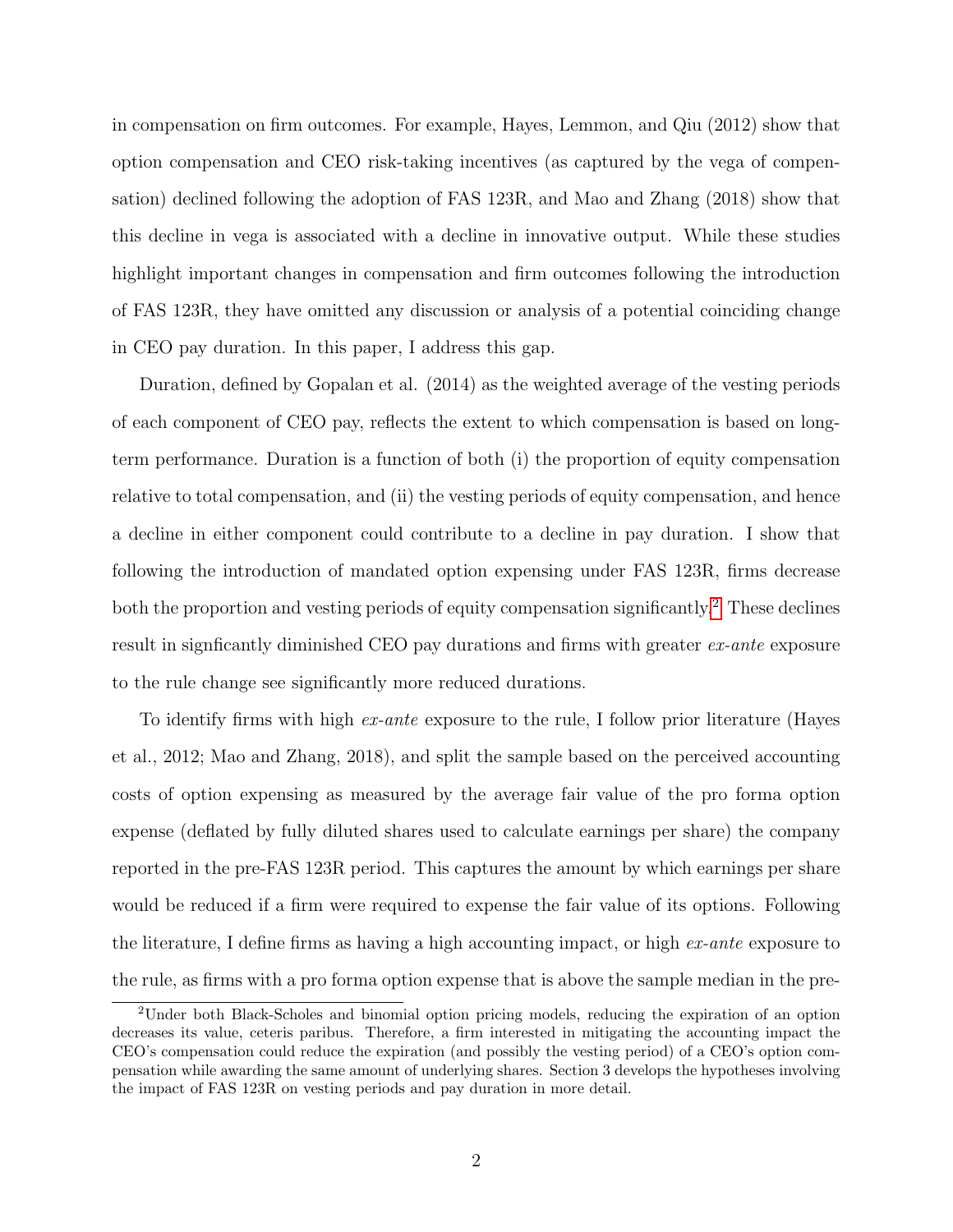in compensation on firm outcomes. For example, Hayes, Lemmon, and Qiu (2012) show that option compensation and CEO risk-taking incentives (as captured by the vega of compensation) declined following the adoption of FAS 123R, and Mao and Zhang (2018) show that this decline in vega is associated with a decline in innovative output. While these studies highlight important changes in compensation and firm outcomes following the introduction of FAS 123R, they have omitted any discussion or analysis of a potential coinciding change in CEO pay duration. In this paper, I address this gap.

Duration, defined by Gopalan et al. (2014) as the weighted average of the vesting periods of each component of CEO pay, reflects the extent to which compensation is based on long-term performance. Duration is a function of both (i) the proportion of equity compensation relative to total compensation, and (ii) the vesting periods of equity compensation, and hence a decline in either component could contribute to a decline in pay duration. I show that following the introduction of mandated option expensing under FAS 123R, firms decrease both the proportion and vesting periods of equity compensation significantly.[2] These declines result in signficantly diminished CEO pay durations and firms with greater *ex-ante* exposure to the rule change see significantly more reduced durations.

To identify firms with high *ex-ante* exposure to the rule, I follow prior literature (Hayes et al., 2012; Mao and Zhang, 2018), and split the sample based on the perceived accounting costs of option expensing as measured by the average fair value of the pro forma option expense (deflated by fully diluted shares used to calculate earnings per share) the company reported in the pre-FAS 123R period. This captures the amount by which earnings per share would be reduced if a firm were required to expense the fair value of its options. Following the literature, I define firms as having a high accounting impact, or high *ex-ante* exposure to the rule, as firms with a pro forma option expense that is above the sample median in the pre-

[2] Under both Black-Scholes and binomial option pricing models, reducing the expiration of an option decreases its value, ceteris paribus. Therefore, a firm interested in mitigating the accounting impact the CEO's compensation could reduce the expiration (and possibly the vesting period) of a CEO's option compensation while awarding the same amount of underlying shares. Section 3 develops the hypotheses involving the impact of FAS 123R on vesting periods and pay duration in more detail.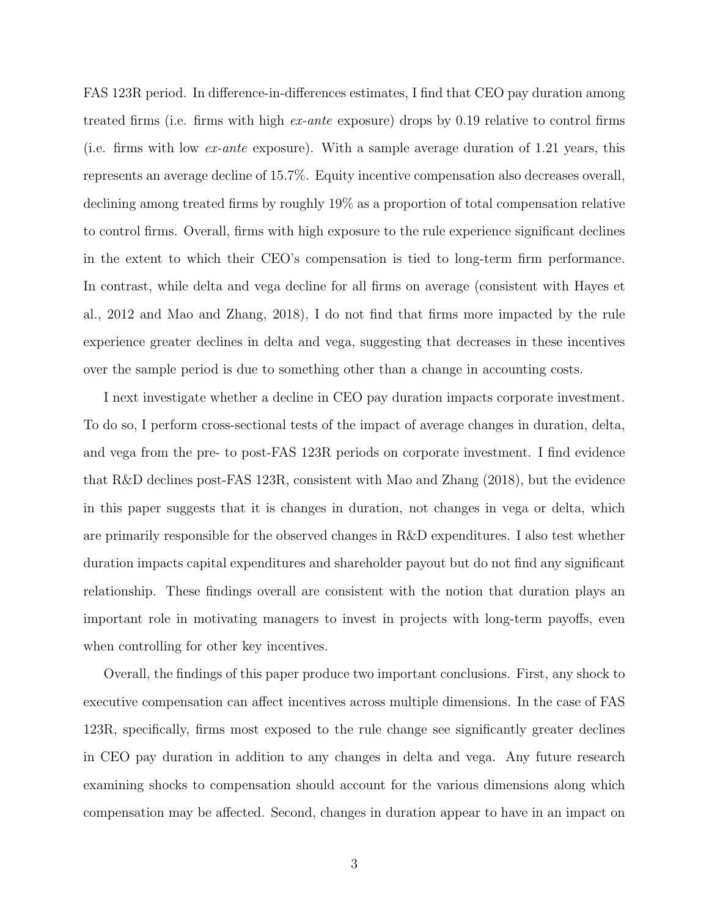FAS 123R period. In difference-in-differences estimates, I find that CEO pay duration among treated firms (i.e. firms with high *ex-ante* exposure) drops by 0.19 relative to control firms (i.e. firms with low *ex-ante* exposure). With a sample average duration of 1.21 years, this represents an average decline of 15.7%. Equity incentive compensation also decreases overall, declining among treated firms by roughly 19% as a proportion of total compensation relative to control firms. Overall, firms with high exposure to the rule experience significant declines in the extent to which their CEO's compensation is tied to long-term firm performance. In contrast, while delta and vega decline for all firms on average (consistent with Hayes et al., 2012 and Mao and Zhang, 2018), I do not find that firms more impacted by the rule experience greater declines in delta and vega, suggesting that decreases in these incentives over the sample period is due to something other than a change in accounting costs.

I next investigate whether a decline in CEO pay duration impacts corporate investment. To do so, I perform cross-sectional tests of the impact of average changes in duration, delta, and vega from the pre- to post-FAS 123R periods on corporate investment. I find evidence that R&D declines post-FAS 123R, consistent with Mao and Zhang (2018), but the evidence in this paper suggests that it is changes in duration, not changes in vega or delta, which are primarily responsible for the observed changes in R&D expenditures. I also test whether duration impacts capital expenditures and shareholder payout but do not find any significant relationship. These findings overall are consistent with the notion that duration plays an important role in motivating managers to invest in projects with long-term payoffs, even when controlling for other key incentives.

Overall, the findings of this paper produce two important conclusions. First, any shock to executive compensation can affect incentives across multiple dimensions. In the case of FAS 123R, specifically, firms most exposed to the rule change see significantly greater declines in CEO pay duration in addition to any changes in delta and vega. Any future research examining shocks to compensation should account for the various dimensions along which compensation may be affected. Second, changes in duration appear to have in an impact on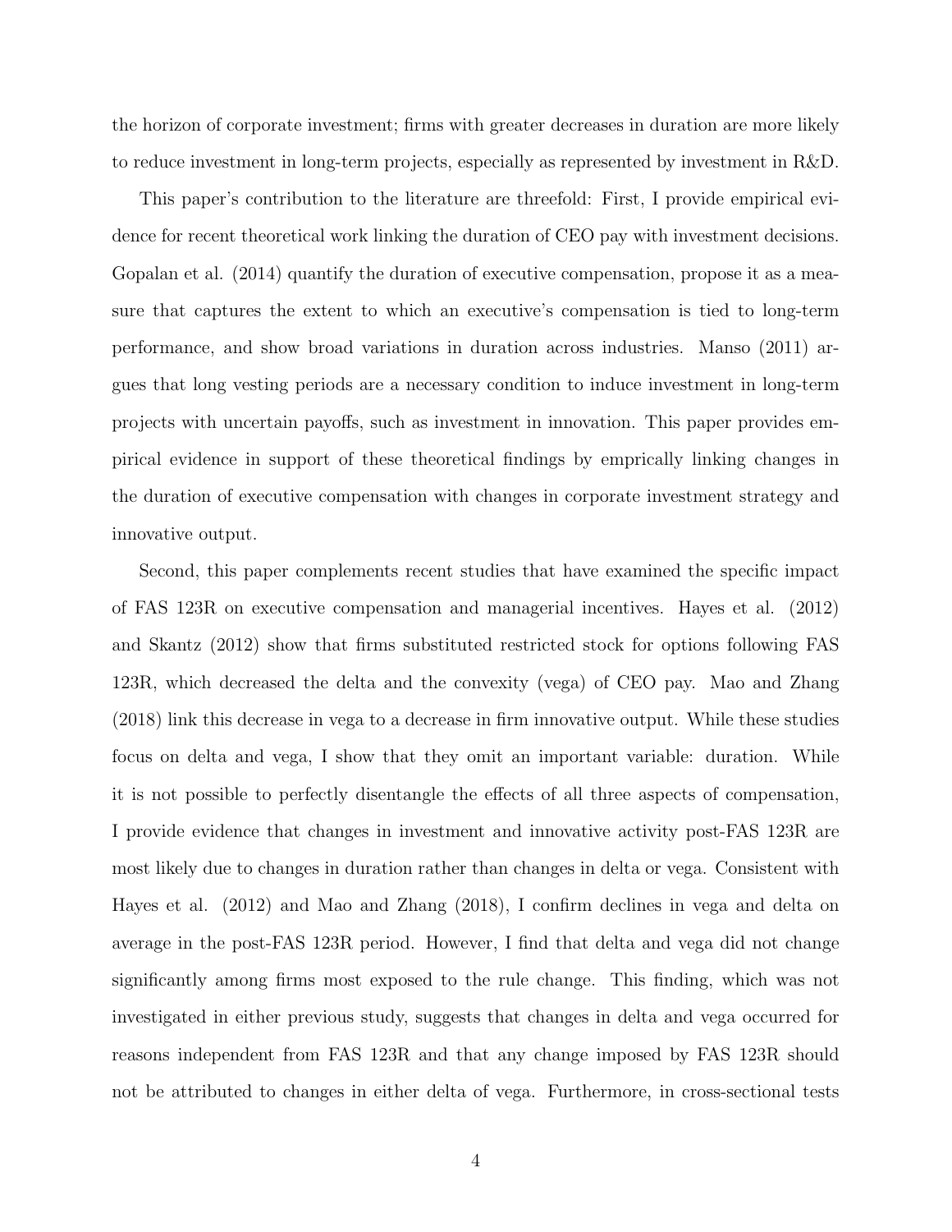the horizon of corporate investment; firms with greater decreases in duration are more likely to reduce investment in long-term projects, especially as represented by investment in R&D.

This paper's contribution to the literature are threefold: First, I provide empirical evidence for recent theoretical work linking the duration of CEO pay with investment decisions. Gopalan et al. (2014) quantify the duration of executive compensation, propose it as a measure that captures the extent to which an executive's compensation is tied to long-term performance, and show broad variations in duration across industries. Manso (2011) argues that long vesting periods are a necessary condition to induce investment in long-term projects with uncertain payoffs, such as investment in innovation. This paper provides empirical evidence in support of these theoretical findings by emprically linking changes in the duration of executive compensation with changes in corporate investment strategy and innovative output.

Second, this paper complements recent studies that have examined the specific impact of FAS 123R on executive compensation and managerial incentives. Hayes et al. (2012) and Skantz (2012) show that firms substituted restricted stock for options following FAS 123R, which decreased the delta and the convexity (vega) of CEO pay. Mao and Zhang (2018) link this decrease in vega to a decrease in firm innovative output. While these studies focus on delta and vega, I show that they omit an important variable: duration. While it is not possible to perfectly disentangle the effects of all three aspects of compensation, I provide evidence that changes in investment and innovative activity post-FAS 123R are most likely due to changes in duration rather than changes in delta or vega. Consistent with Hayes et al. (2012) and Mao and Zhang (2018), I confirm declines in vega and delta on average in the post-FAS 123R period. However, I find that delta and vega did not change significantly among firms most exposed to the rule change. This finding, which was not investigated in either previous study, suggests that changes in delta and vega occurred for reasons independent from FAS 123R and that any change imposed by FAS 123R should not be attributed to changes in either delta of vega. Furthermore, in cross-sectional tests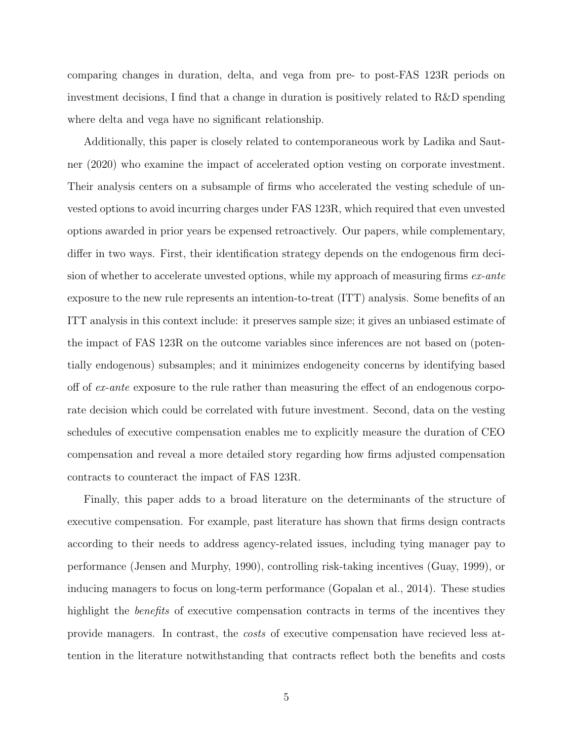comparing changes in duration, delta, and vega from pre- to post-FAS 123R periods on investment decisions, I find that a change in duration is positively related to R&D spending where delta and vega have no significant relationship.

Additionally, this paper is closely related to contemporaneous work by Ladika and Sautner (2020) who examine the impact of accelerated option vesting on corporate investment. Their analysis centers on a subsample of firms who accelerated the vesting schedule of unvested options to avoid incurring charges under FAS 123R, which required that even unvested options awarded in prior years be expensed retroactively. Our papers, while complementary, differ in two ways. First, their identification strategy depends on the endogenous firm decision of whether to accelerate unvested options, while my approach of measuring firms *ex-ante* exposure to the new rule represents an intention-to-treat (ITT) analysis. Some benefits of an ITT analysis in this context include: it preserves sample size; it gives an unbiased estimate of the impact of FAS 123R on the outcome variables since inferences are not based on (potentially endogenous) subsamples; and it minimizes endogeneity concerns by identifying based off of *ex-ante* exposure to the rule rather than measuring the effect of an endogenous corporate decision which could be correlated with future investment. Second, data on the vesting schedules of executive compensation enables me to explicitly measure the duration of CEO compensation and reveal a more detailed story regarding how firms adjusted compensation contracts to counteract the impact of FAS 123R.

Finally, this paper adds to a broad literature on the determinants of the structure of executive compensation. For example, past literature has shown that firms design contracts according to their needs to address agency-related issues, including tying manager pay to performance (Jensen and Murphy, 1990), controlling risk-taking incentives (Guay, 1999), or inducing managers to focus on long-term performance (Gopalan et al., 2014). These studies highlight the *benefits* of executive compensation contracts in terms of the incentives they provide managers. In contrast, the *costs* of executive compensation have recieved less attention in the literature notwithstanding that contracts reflect both the benefits and costs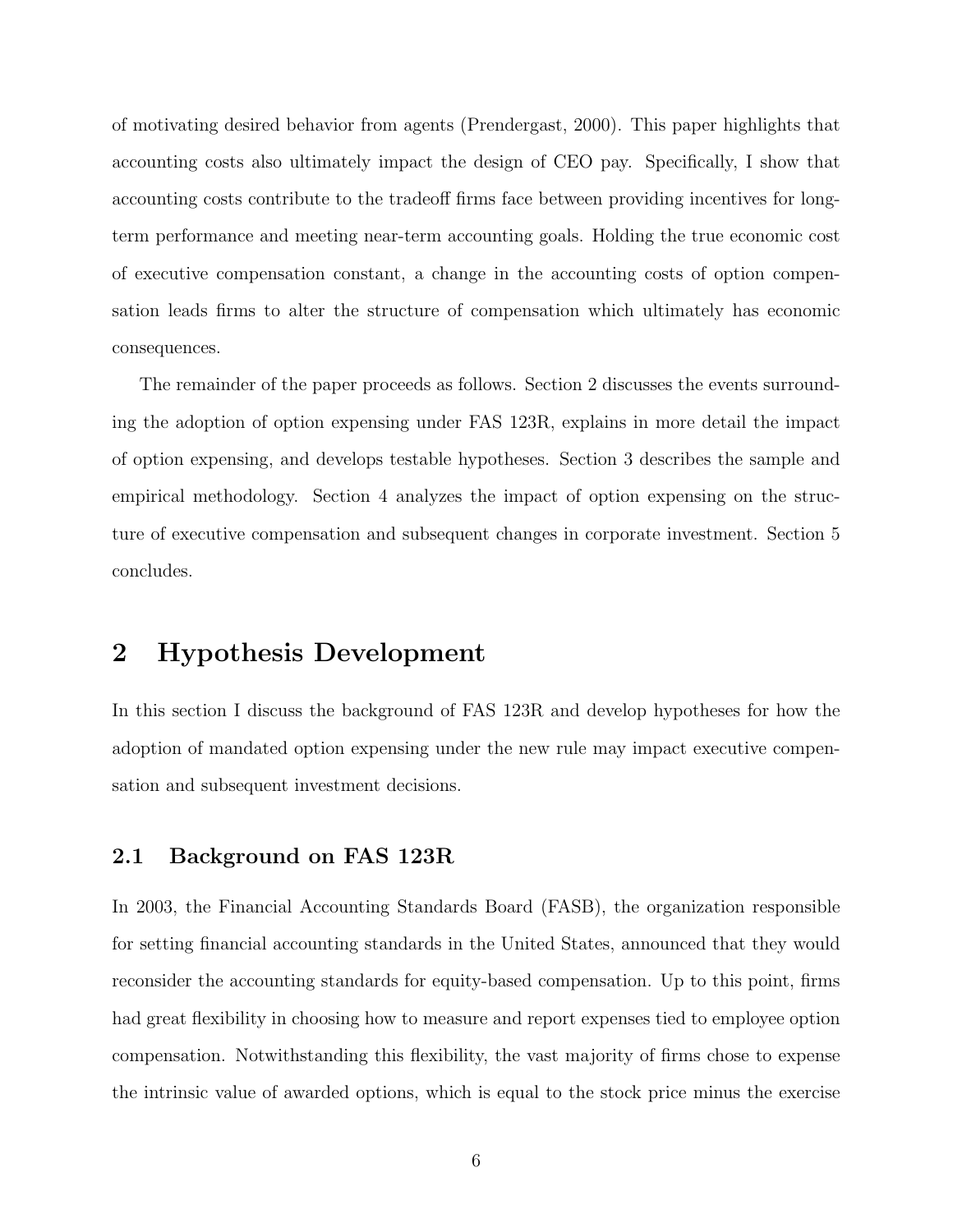of motivating desired behavior from agents (Prendergast, 2000). This paper highlights that accounting costs also ultimately impact the design of CEO pay. Specifically, I show that accounting costs contribute to the tradeoff firms face between providing incentives for long-term performance and meeting near-term accounting goals. Holding the true economic cost of executive compensation constant, a change in the accounting costs of option compensation leads firms to alter the structure of compensation which ultimately has economic consequences.

The remainder of the paper proceeds as follows. Section 2 discusses the events surrounding the adoption of option expensing under FAS 123R, explains in more detail the impact of option expensing, and develops testable hypotheses. Section 3 describes the sample and empirical methodology. Section 4 analyzes the impact of option expensing on the structure of executive compensation and subsequent changes in corporate investment. Section 5 concludes.

# 2 Hypothesis Development

In this section I discuss the background of FAS 123R and develop hypotheses for how the adoption of mandated option expensing under the new rule may impact executive compensation and subsequent investment decisions.

## 2.1 Background on FAS 123R

In 2003, the Financial Accounting Standards Board (FASB), the organization responsible for setting financial accounting standards in the United States, announced that they would reconsider the accounting standards for equity-based compensation. Up to this point, firms had great flexibility in choosing how to measure and report expenses tied to employee option compensation. Notwithstanding this flexibility, the vast majority of firms chose to expense the intrinsic value of awarded options, which is equal to the stock price minus the exercise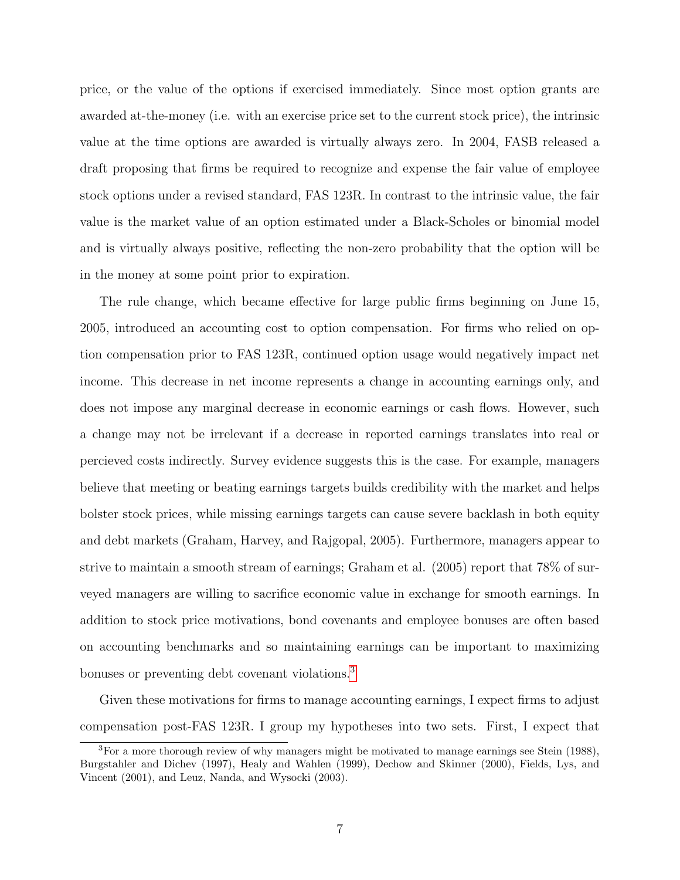price, or the value of the options if exercised immediately. Since most option grants are awarded at-the-money (i.e. with an exercise price set to the current stock price), the intrinsic value at the time options are awarded is virtually always zero. In 2004, FASB released a draft proposing that firms be required to recognize and expense the fair value of employee stock options under a revised standard, FAS 123R. In contrast to the intrinsic value, the fair value is the market value of an option estimated under a Black-Scholes or binomial model and is virtually always positive, reflecting the non-zero probability that the option will be in the money at some point prior to expiration.

The rule change, which became effective for large public firms beginning on June 15, 2005, introduced an accounting cost to option compensation. For firms who relied on option compensation prior to FAS 123R, continued option usage would negatively impact net income. This decrease in net income represents a change in accounting earnings only, and does not impose any marginal decrease in economic earnings or cash flows. However, such a change may not be irrelevant if a decrease in reported earnings translates into real or percieved costs indirectly. Survey evidence suggests this is the case. For example, managers believe that meeting or beating earnings targets builds credibility with the market and helps bolster stock prices, while missing earnings targets can cause severe backlash in both equity and debt markets (Graham, Harvey, and Rajgopal, 2005). Furthermore, managers appear to strive to maintain a smooth stream of earnings; Graham et al. (2005) report that 78% of surveyed managers are willing to sacrifice economic value in exchange for smooth earnings. In addition to stock price motivations, bond covenants and employee bonuses are often based on accounting benchmarks and so maintaining earnings can be important to maximizing bonuses or preventing debt covenant violations.[3]

Given these motivations for firms to manage accounting earnings, I expect firms to adjust compensation post-FAS 123R. I group my hypotheses into two sets. First, I expect that

[3] For a more thorough review of why managers might be motivated to manage earnings see Stein (1988), Burgstahler and Dichev (1997), Healy and Wahlen (1999), Dechow and Skinner (2000), Fields, Lys, and Vincent (2001), and Leuz, Nanda, and Wysocki (2003).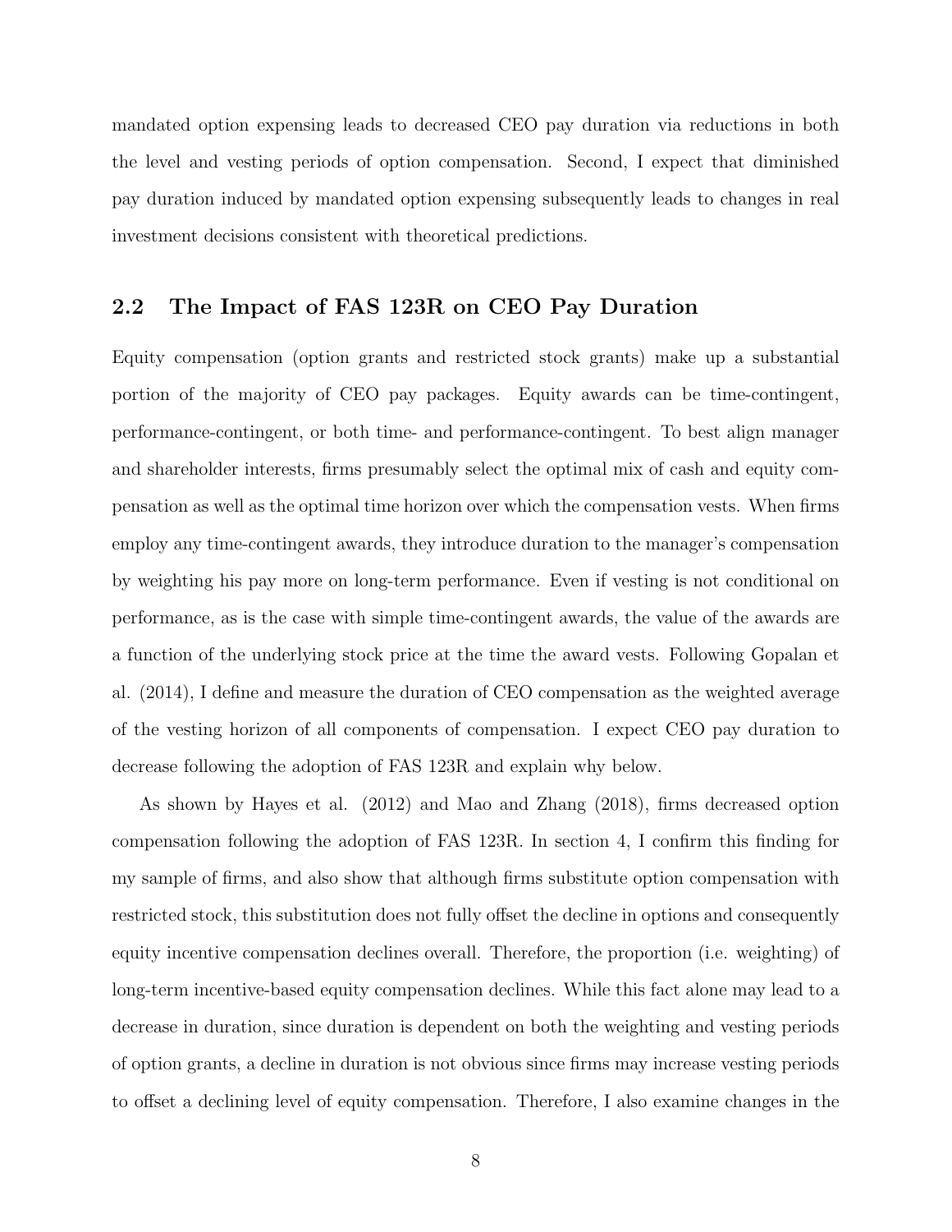mandated option expensing leads to decreased CEO pay duration via reductions in both the level and vesting periods of option compensation. Second, I expect that diminished pay duration induced by mandated option expensing subsequently leads to changes in real investment decisions consistent with theoretical predictions.

## 2.2 The Impact of FAS 123R on CEO Pay Duration

Equity compensation (option grants and restricted stock grants) make up a substantial portion of the majority of CEO pay packages. Equity awards can be time-contingent, performance-contingent, or both time- and performance-contingent. To best align manager and shareholder interests, firms presumably select the optimal mix of cash and equity compensation as well as the optimal time horizon over which the compensation vests. When firms employ any time-contingent awards, they introduce duration to the manager's compensation by weighting his pay more on long-term performance. Even if vesting is not conditional on performance, as is the case with simple time-contingent awards, the value of the awards are a function of the underlying stock price at the time the award vests. Following Gopalan et al. (2014), I define and measure the duration of CEO compensation as the weighted average of the vesting horizon of all components of compensation. I expect CEO pay duration to decrease following the adoption of FAS 123R and explain why below.

As shown by Hayes et al. (2012) and Mao and Zhang (2018), firms decreased option compensation following the adoption of FAS 123R. In section 4, I confirm this finding for my sample of firms, and also show that although firms substitute option compensation with restricted stock, this substitution does not fully offset the decline in options and consequently equity incentive compensation declines overall. Therefore, the proportion (i.e. weighting) of long-term incentive-based equity compensation declines. While this fact alone may lead to a decrease in duration, since duration is dependent on both the weighting and vesting periods of option grants, a decline in duration is not obvious since firms may increase vesting periods to offset a declining level of equity compensation. Therefore, I also examine changes in the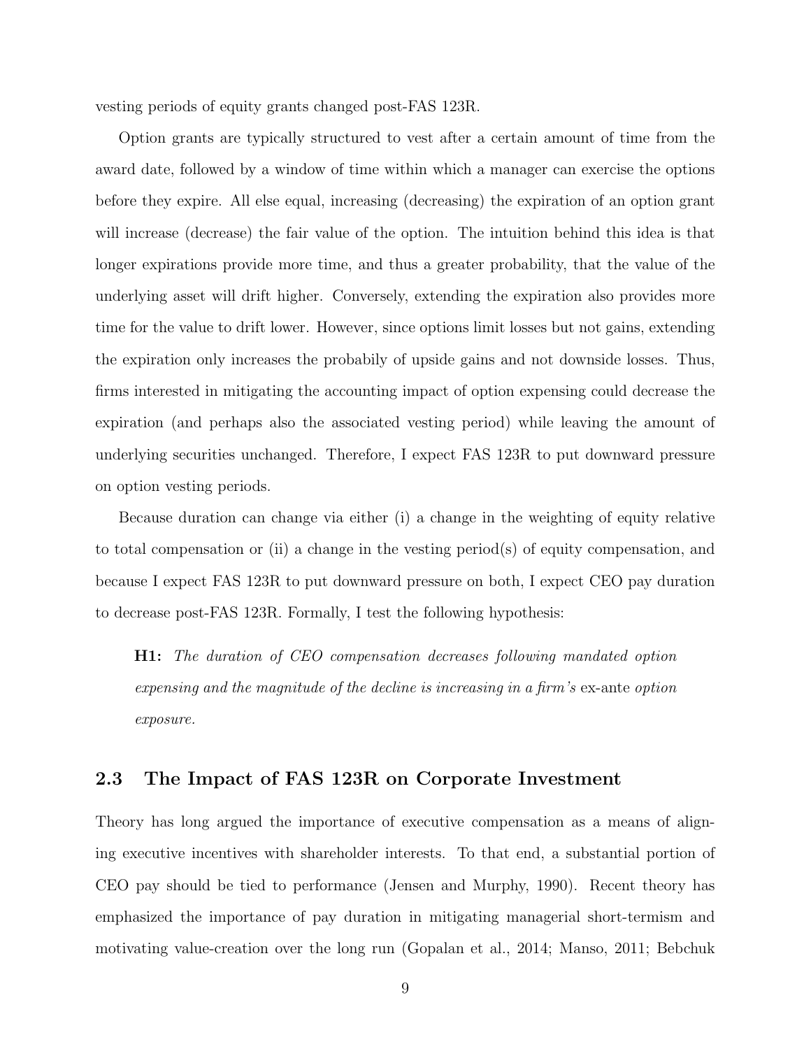vesting periods of equity grants changed post-FAS 123R.

Option grants are typically structured to vest after a certain amount of time from the award date, followed by a window of time within which a manager can exercise the options before they expire. All else equal, increasing (decreasing) the expiration of an option grant will increase (decrease) the fair value of the option. The intuition behind this idea is that longer expirations provide more time, and thus a greater probability, that the value of the underlying asset will drift higher. Conversely, extending the expiration also provides more time for the value to drift lower. However, since options limit losses but not gains, extending the expiration only increases the probabily of upside gains and not downside losses. Thus, firms interested in mitigating the accounting impact of option expensing could decrease the expiration (and perhaps also the associated vesting period) while leaving the amount of underlying securities unchanged. Therefore, I expect FAS 123R to put downward pressure on option vesting periods.

Because duration can change via either (i) a change in the weighting of equity relative to total compensation or (ii) a change in the vesting period(s) of equity compensation, and because I expect FAS 123R to put downward pressure on both, I expect CEO pay duration to decrease post-FAS 123R. Formally, I test the following hypothesis:

> **H1:** *The duration of CEO compensation decreases following mandated option expensing and the magnitude of the decline is increasing in a firm's* ex-ante *option exposure.*

## 2.3 The Impact of FAS 123R on Corporate Investment

Theory has long argued the importance of executive compensation as a means of aligning executive incentives with shareholder interests. To that end, a substantial portion of CEO pay should be tied to performance (Jensen and Murphy, 1990). Recent theory has emphasized the importance of pay duration in mitigating managerial short-termism and motivating value-creation over the long run (Gopalan et al., 2014; Manso, 2011; Bebchuk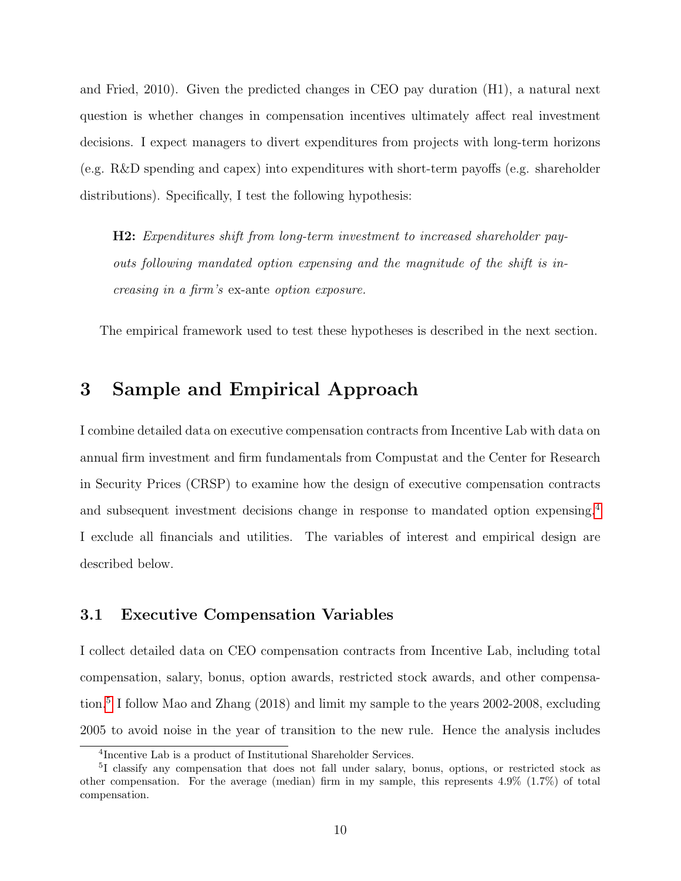and Fried, 2010). Given the predicted changes in CEO pay duration (H1), a natural next question is whether changes in compensation incentives ultimately affect real investment decisions. I expect managers to divert expenditures from projects with long-term horizons (e.g. R&D spending and capex) into expenditures with short-term payoffs (e.g. shareholder distributions). Specifically, I test the following hypothesis:

> **H2:** *Expenditures shift from long-term investment to increased shareholder payouts following mandated option expensing and the magnitude of the shift is increasing in a firm's* ex-ante *option exposure.*

The empirical framework used to test these hypotheses is described in the next section.

# 3 Sample and Empirical Approach

I combine detailed data on executive compensation contracts from Incentive Lab with data on annual firm investment and firm fundamentals from Compustat and the Center for Research in Security Prices (CRSP) to examine how the design of executive compensation contracts and subsequent investment decisions change in response to mandated option expensing.[4] I exclude all financials and utilities. The variables of interest and empirical design are described below.

## 3.1 Executive Compensation Variables

I collect detailed data on CEO compensation contracts from Incentive Lab, including total compensation, salary, bonus, option awards, restricted stock awards, and other compensation.[5] I follow Mao and Zhang (2018) and limit my sample to the years 2002-2008, excluding 2005 to avoid noise in the year of transition to the new rule. Hence the analysis includes

[4] Incentive Lab is a product of Institutional Shareholder Services.

[5] I classify any compensation that does not fall under salary, bonus, options, or restricted stock as other compensation. For the average (median) firm in my sample, this represents 4.9% (1.7%) of total compensation.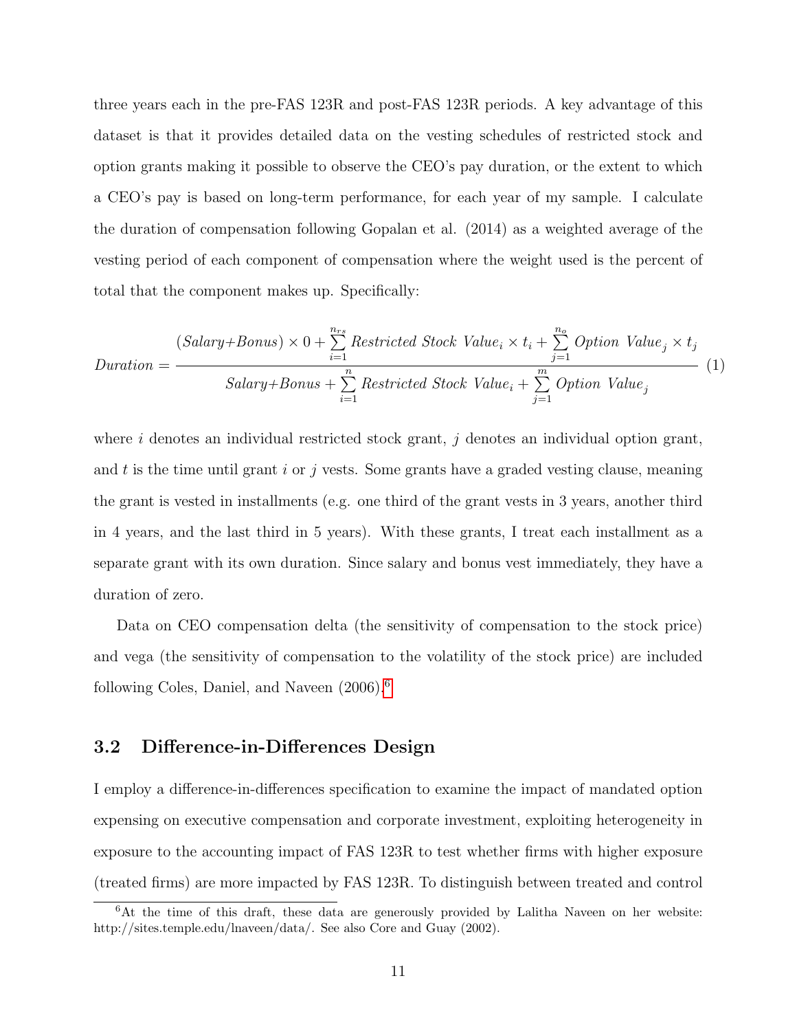three years each in the pre-FAS 123R and post-FAS 123R periods. A key advantage of this dataset is that it provides detailed data on the vesting schedules of restricted stock and option grants making it possible to observe the CEO's pay duration, or the extent to which a CEO's pay is based on long-term performance, for each year of my sample. I calculate the duration of compensation following Gopalan et al. (2014) as a weighted average of the vesting period of each component of compensation where the weight used is the percent of total that the component makes up. Specifically:

$$Duration = \frac{(Salary{+}Bonus) \times 0 + \sum_{i=1}^{n_{rs}} Restricted\ Stock\ Value_i \times t_i + \sum_{j=1}^{n_o} Option\ Value_j \times t_j}{Salary{+}Bonus + \sum_{i=1}^{n} Restricted\ Stock\ Value_i + \sum_{j=1}^{m} Option\ Value_j} \quad (1)$$

where $i$ denotes an individual restricted stock grant, $j$ denotes an individual option grant, and $t$ is the time until grant $i$ or $j$ vests. Some grants have a graded vesting clause, meaning the grant is vested in installments (e.g. one third of the grant vests in 3 years, another third in 4 years, and the last third in 5 years). With these grants, I treat each installment as a separate grant with its own duration. Since salary and bonus vest immediately, they have a duration of zero.

Data on CEO compensation delta (the sensitivity of compensation to the stock price) and vega (the sensitivity of compensation to the volatility of the stock price) are included following Coles, Daniel, and Naveen (2006).[6]

## 3.2 Difference-in-Differences Design

I employ a difference-in-differences specification to examine the impact of mandated option expensing on executive compensation and corporate investment, exploiting heterogeneity in exposure to the accounting impact of FAS 123R to test whether firms with higher exposure (treated firms) are more impacted by FAS 123R. To distinguish between treated and control

[6] At the time of this draft, these data are generously provided by Lalitha Naveen on her website: http://sites.temple.edu/lnaveen/data/. See also Core and Guay (2002).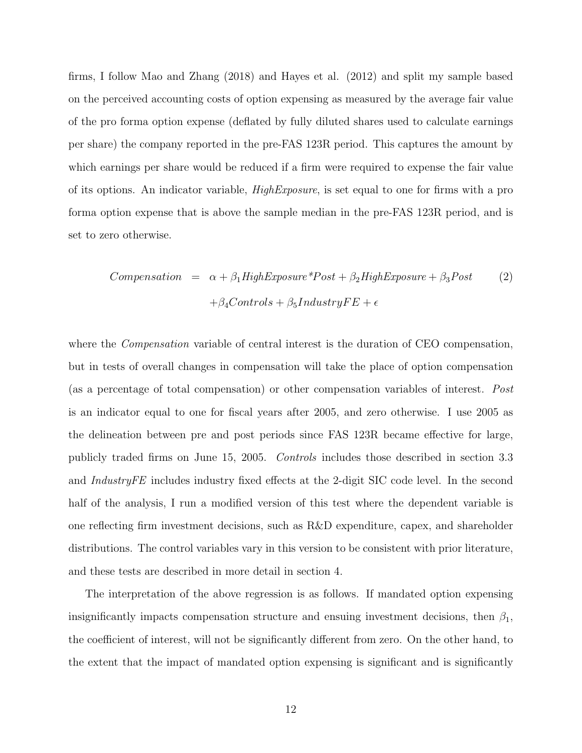firms, I follow Mao and Zhang (2018) and Hayes et al. (2012) and split my sample based on the perceived accounting costs of option expensing as measured by the average fair value of the pro forma option expense (deflated by fully diluted shares used to calculate earnings per share) the company reported in the pre-FAS 123R period. This captures the amount by which earnings per share would be reduced if a firm were required to expense the fair value of its options. An indicator variable, *HighExposure*, is set equal to one for firms with a pro forma option expense that is above the sample median in the pre-FAS 123R period, and is set to zero otherwise.

$$\begin{aligned} Compensation &= \alpha + \beta_1 HighExposure{*}Post + \beta_2 HighExposure + \beta_3 Post \\ &\quad + \beta_4 Controls + \beta_5 IndustryFE + \epsilon \end{aligned} \tag{2}$$

where the *Compensation* variable of central interest is the duration of CEO compensation, but in tests of overall changes in compensation will take the place of option compensation (as a percentage of total compensation) or other compensation variables of interest. *Post* is an indicator equal to one for fiscal years after 2005, and zero otherwise. I use 2005 as the delineation between pre and post periods since FAS 123R became effective for large, publicly traded firms on June 15, 2005. *Controls* includes those described in section 3.3 and *IndustryFE* includes industry fixed effects at the 2-digit SIC code level. In the second half of the analysis, I run a modified version of this test where the dependent variable is one reflecting firm investment decisions, such as R&D expenditure, capex, and shareholder distributions. The control variables vary in this version to be consistent with prior literature, and these tests are described in more detail in section 4.

The interpretation of the above regression is as follows. If mandated option expensing insignificantly impacts compensation structure and ensuing investment decisions, then $\beta_1$, the coefficient of interest, will not be significantly different from zero. On the other hand, to the extent that the impact of mandated option expensing is significant and is significantly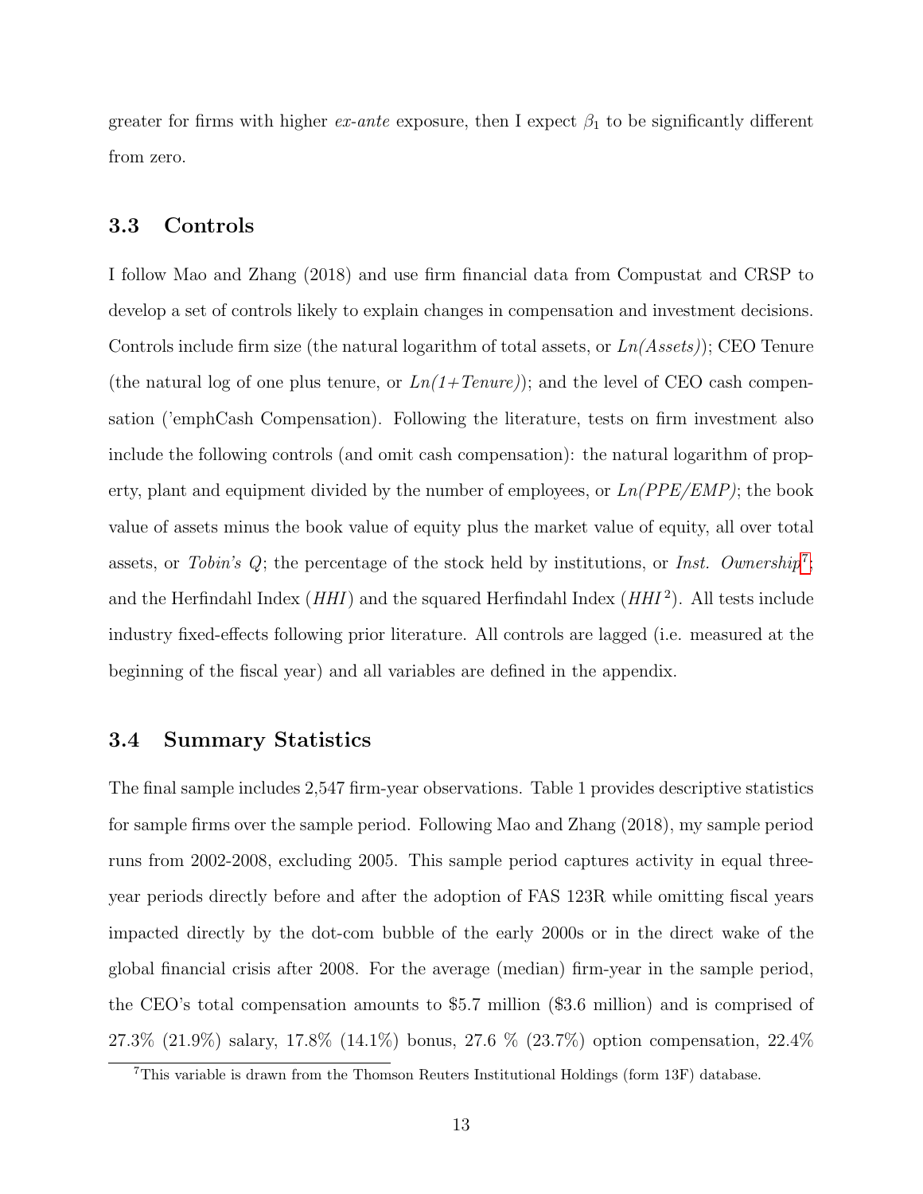greater for firms with higher *ex-ante* exposure, then I expect $\beta_1$ to be significantly different from zero.

### 3.3 Controls

I follow Mao and Zhang (2018) and use firm financial data from Compustat and CRSP to develop a set of controls likely to explain changes in compensation and investment decisions. Controls include firm size (the natural logarithm of total assets, or *Ln(Assets)*); CEO Tenure (the natural log of one plus tenure, or *Ln(1+Tenure)*); and the level of CEO cash compensation ('emphCash Compensation). Following the literature, tests on firm investment also include the following controls (and omit cash compensation): the natural logarithm of property, plant and equipment divided by the number of employees, or *Ln(PPE/EMP)*; the book value of assets minus the book value of equity plus the market value of equity, all over total assets, or *Tobin's Q*; the percentage of the stock held by institutions, or *Inst. Ownership*[7]; and the Herfindahl Index (*HHI*) and the squared Herfindahl Index ($HHI^2$). All tests include industry fixed-effects following prior literature. All controls are lagged (i.e. measured at the beginning of the fiscal year) and all variables are defined in the appendix.

### 3.4 Summary Statistics

The final sample includes 2,547 firm-year observations. Table 1 provides descriptive statistics for sample firms over the sample period. Following Mao and Zhang (2018), my sample period runs from 2002-2008, excluding 2005. This sample period captures activity in equal three-year periods directly before and after the adoption of FAS 123R while omitting fiscal years impacted directly by the dot-com bubble of the early 2000s or in the direct wake of the global financial crisis after 2008. For the average (median) firm-year in the sample period, the CEO's total compensation amounts to \$5.7 million (\$3.6 million) and is comprised of 27.3% (21.9%) salary, 17.8% (14.1%) bonus, 27.6 % (23.7%) option compensation, 22.4%

[7]This variable is drawn from the Thomson Reuters Institutional Holdings (form 13F) database.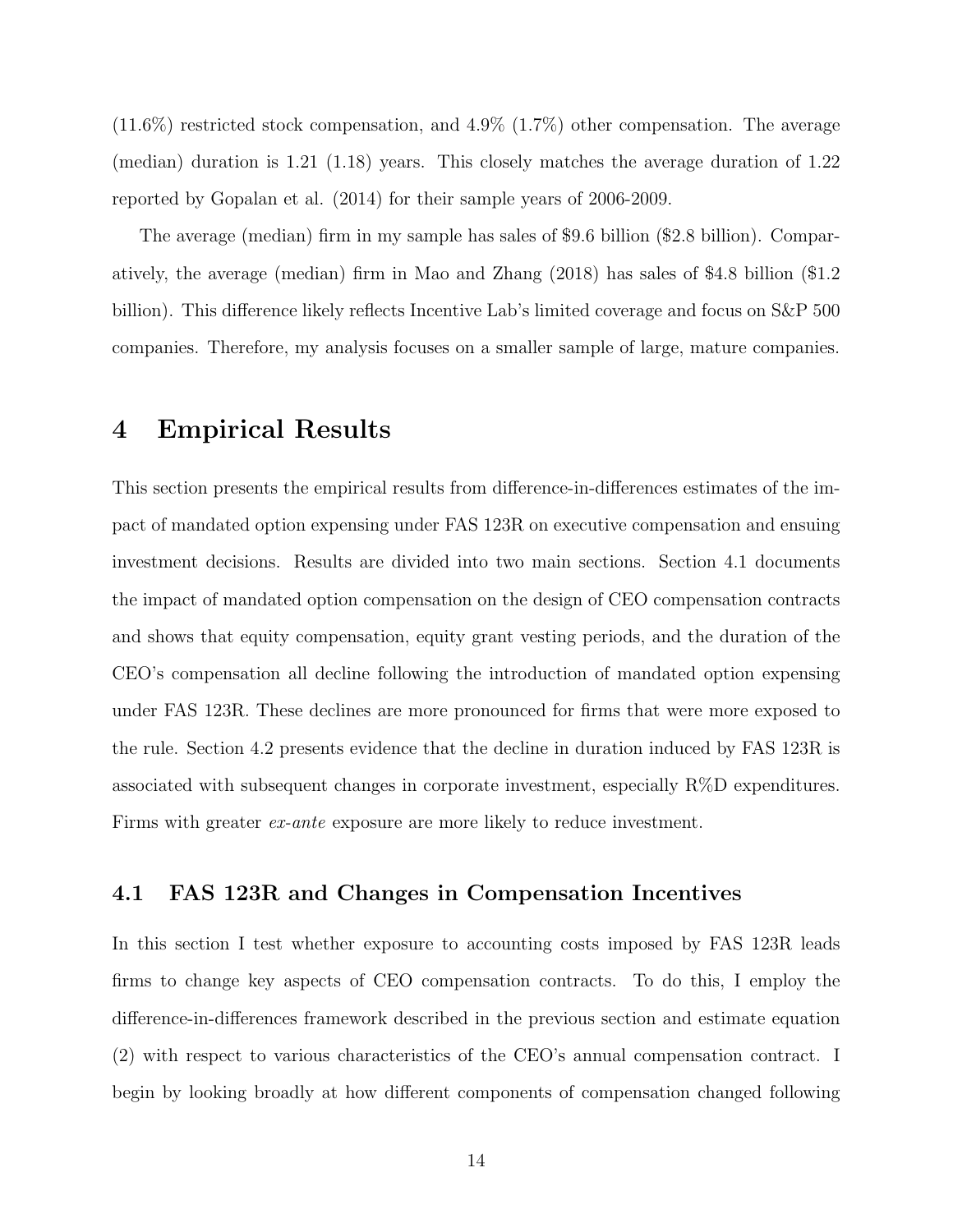(11.6%) restricted stock compensation, and 4.9% (1.7%) other compensation. The average (median) duration is 1.21 (1.18) years. This closely matches the average duration of 1.22 reported by Gopalan et al. (2014) for their sample years of 2006-2009.

The average (median) firm in my sample has sales of $9.6 billion ($2.8 billion). Comparatively, the average (median) firm in Mao and Zhang (2018) has sales of $4.8 billion ($1.2 billion). This difference likely reflects Incentive Lab's limited coverage and focus on S&P 500 companies. Therefore, my analysis focuses on a smaller sample of large, mature companies.

# 4 Empirical Results

This section presents the empirical results from difference-in-differences estimates of the impact of mandated option expensing under FAS 123R on executive compensation and ensuing investment decisions. Results are divided into two main sections. Section 4.1 documents the impact of mandated option compensation on the design of CEO compensation contracts and shows that equity compensation, equity grant vesting periods, and the duration of the CEO's compensation all decline following the introduction of mandated option expensing under FAS 123R. These declines are more pronounced for firms that were more exposed to the rule. Section 4.2 presents evidence that the decline in duration induced by FAS 123R is associated with subsequent changes in corporate investment, especially R%D expenditures. Firms with greater *ex-ante* exposure are more likely to reduce investment.

## 4.1 FAS 123R and Changes in Compensation Incentives

In this section I test whether exposure to accounting costs imposed by FAS 123R leads firms to change key aspects of CEO compensation contracts. To do this, I employ the difference-in-differences framework described in the previous section and estimate equation (2) with respect to various characteristics of the CEO's annual compensation contract. I begin by looking broadly at how different components of compensation changed following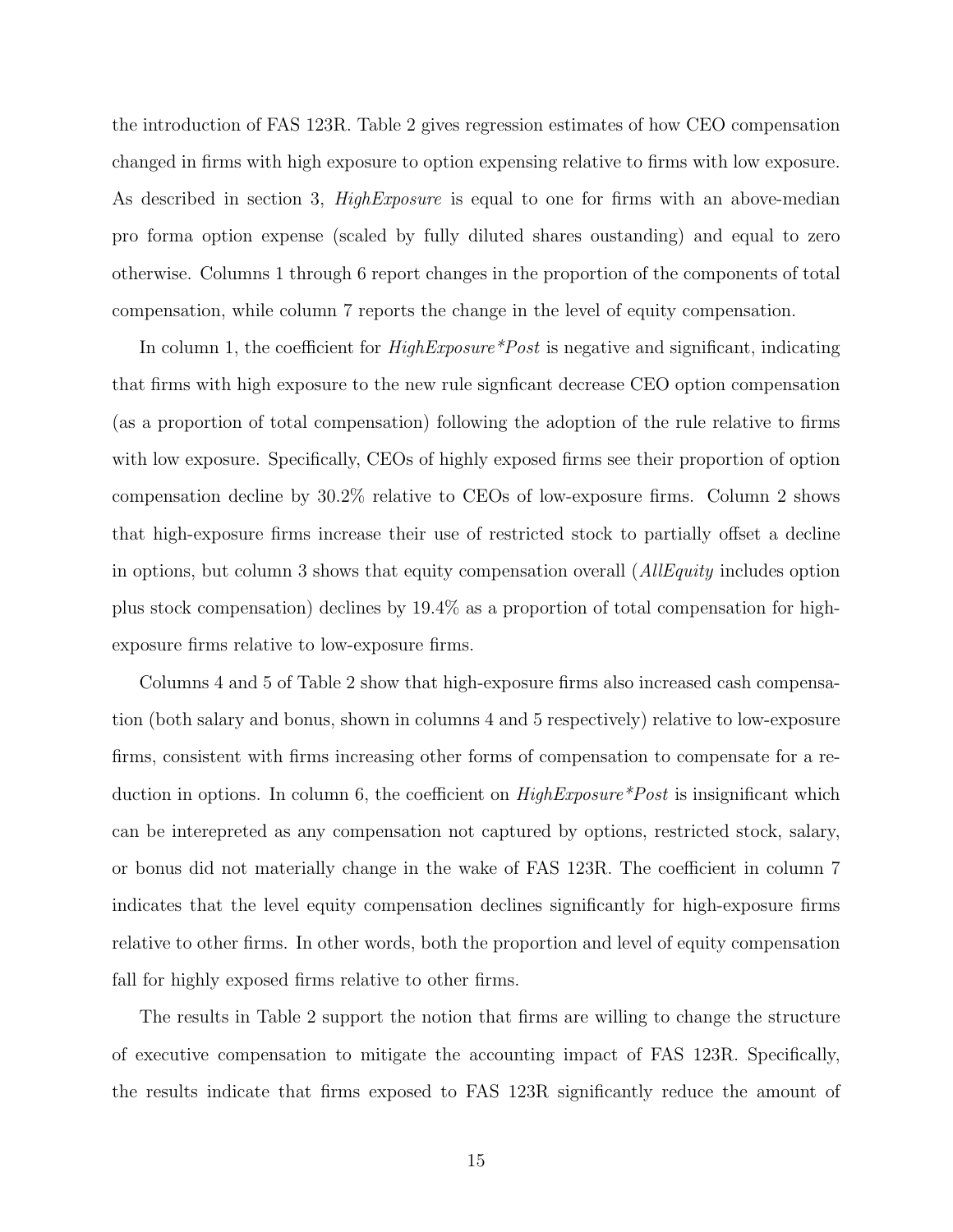the introduction of FAS 123R. Table 2 gives regression estimates of how CEO compensation changed in firms with high exposure to option expensing relative to firms with low exposure. As described in section 3, *HighExposure* is equal to one for firms with an above-median pro forma option expense (scaled by fully diluted shares oustanding) and equal to zero otherwise. Columns 1 through 6 report changes in the proportion of the components of total compensation, while column 7 reports the change in the level of equity compensation.

In column 1, the coefficient for *HighExposure*Post* is negative and significant, indicating that firms with high exposure to the new rule signficant decrease CEO option compensation (as a proportion of total compensation) following the adoption of the rule relative to firms with low exposure. Specifically, CEOs of highly exposed firms see their proportion of option compensation decline by 30.2% relative to CEOs of low-exposure firms. Column 2 shows that high-exposure firms increase their use of restricted stock to partially offset a decline in options, but column 3 shows that equity compensation overall (*AllEquity* includes option plus stock compensation) declines by 19.4% as a proportion of total compensation for high-exposure firms relative to low-exposure firms.

Columns 4 and 5 of Table 2 show that high-exposure firms also increased cash compensation (both salary and bonus, shown in columns 4 and 5 respectively) relative to low-exposure firms, consistent with firms increasing other forms of compensation to compensate for a reduction in options. In column 6, the coefficient on *HighExposure*Post* is insignificant which can be interepreted as any compensation not captured by options, restricted stock, salary, or bonus did not materially change in the wake of FAS 123R. The coefficient in column 7 indicates that the level equity compensation declines significantly for high-exposure firms relative to other firms. In other words, both the proportion and level of equity compensation fall for highly exposed firms relative to other firms.

The results in Table 2 support the notion that firms are willing to change the structure of executive compensation to mitigate the accounting impact of FAS 123R. Specifically, the results indicate that firms exposed to FAS 123R significantly reduce the amount of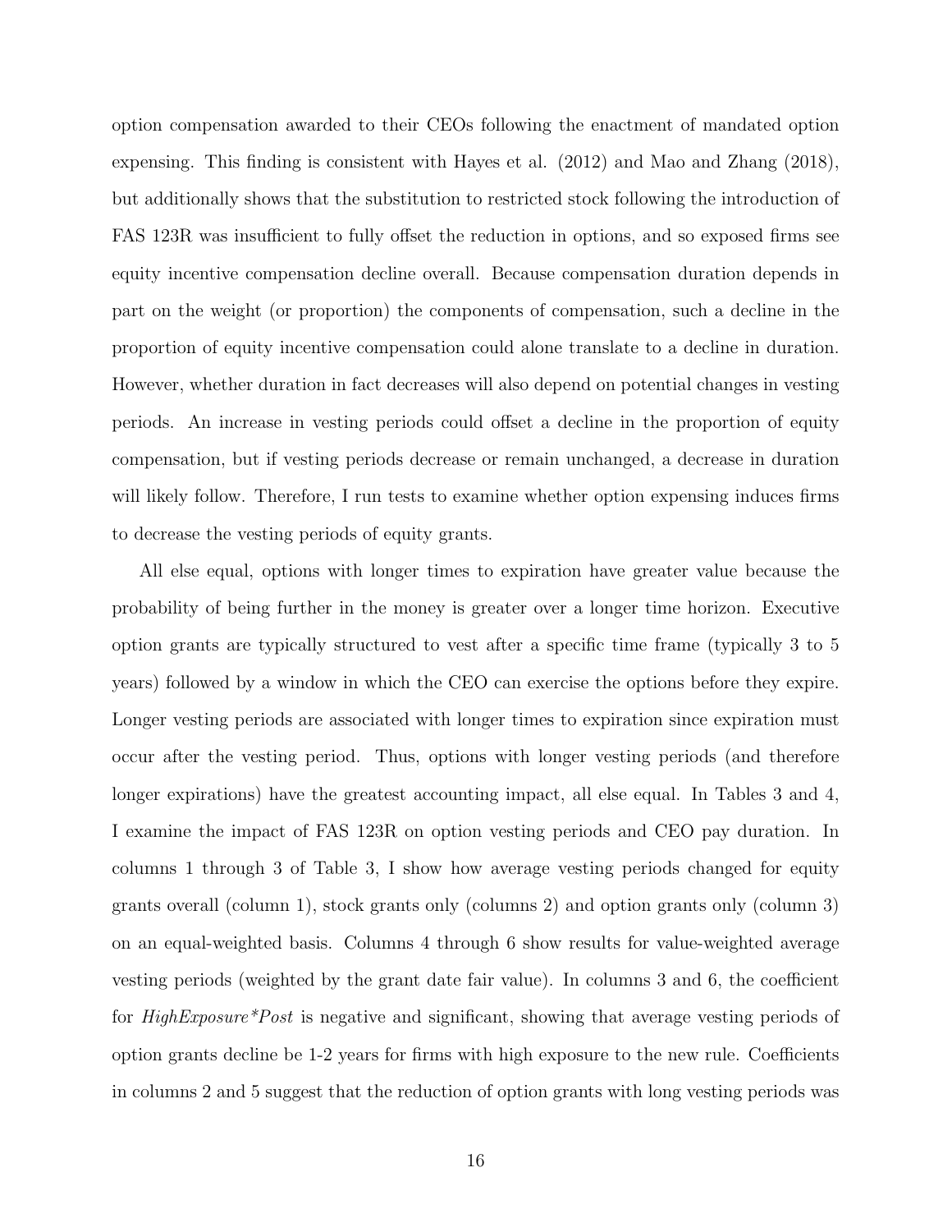option compensation awarded to their CEOs following the enactment of mandated option expensing. This finding is consistent with Hayes et al. (2012) and Mao and Zhang (2018), but additionally shows that the substitution to restricted stock following the introduction of FAS 123R was insufficient to fully offset the reduction in options, and so exposed firms see equity incentive compensation decline overall. Because compensation duration depends in part on the weight (or proportion) the components of compensation, such a decline in the proportion of equity incentive compensation could alone translate to a decline in duration. However, whether duration in fact decreases will also depend on potential changes in vesting periods. An increase in vesting periods could offset a decline in the proportion of equity compensation, but if vesting periods decrease or remain unchanged, a decrease in duration will likely follow. Therefore, I run tests to examine whether option expensing induces firms to decrease the vesting periods of equity grants.

All else equal, options with longer times to expiration have greater value because the probability of being further in the money is greater over a longer time horizon. Executive option grants are typically structured to vest after a specific time frame (typically 3 to 5 years) followed by a window in which the CEO can exercise the options before they expire. Longer vesting periods are associated with longer times to expiration since expiration must occur after the vesting period. Thus, options with longer vesting periods (and therefore longer expirations) have the greatest accounting impact, all else equal. In Tables 3 and 4, I examine the impact of FAS 123R on option vesting periods and CEO pay duration. In columns 1 through 3 of Table 3, I show how average vesting periods changed for equity grants overall (column 1), stock grants only (columns 2) and option grants only (column 3) on an equal-weighted basis. Columns 4 through 6 show results for value-weighted average vesting periods (weighted by the grant date fair value). In columns 3 and 6, the coefficient for *HighExposure*Post* is negative and significant, showing that average vesting periods of option grants decline be 1-2 years for firms with high exposure to the new rule. Coefficients in columns 2 and 5 suggest that the reduction of option grants with long vesting periods was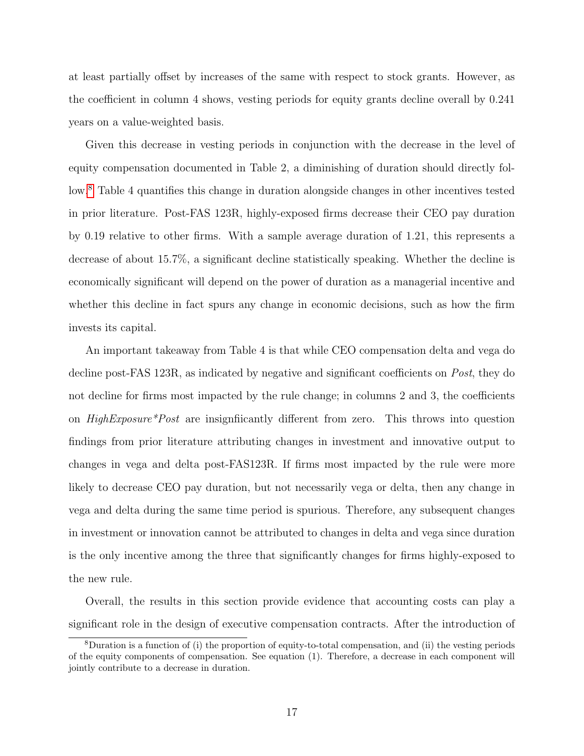at least partially offset by increases of the same with respect to stock grants. However, as the coefficient in column 4 shows, vesting periods for equity grants decline overall by 0.241 years on a value-weighted basis.

Given this decrease in vesting periods in conjunction with the decrease in the level of equity compensation documented in Table 2, a diminishing of duration should directly follow.[8] Table 4 quantifies this change in duration alongside changes in other incentives tested in prior literature. Post-FAS 123R, highly-exposed firms decrease their CEO pay duration by 0.19 relative to other firms. With a sample average duration of 1.21, this represents a decrease of about 15.7%, a significant decline statistically speaking. Whether the decline is economically significant will depend on the power of duration as a managerial incentive and whether this decline in fact spurs any change in economic decisions, such as how the firm invests its capital.

An important takeaway from Table 4 is that while CEO compensation delta and vega do decline post-FAS 123R, as indicated by negative and significant coefficients on *Post*, they do not decline for firms most impacted by the rule change; in columns 2 and 3, the coefficients on *HighExposure*Post* are insignfiicantly different from zero. This throws into question findings from prior literature attributing changes in investment and innovative output to changes in vega and delta post-FAS123R. If firms most impacted by the rule were more likely to decrease CEO pay duration, but not necessarily vega or delta, then any change in vega and delta during the same time period is spurious. Therefore, any subsequent changes in investment or innovation cannot be attributed to changes in delta and vega since duration is the only incentive among the three that significantly changes for firms highly-exposed to the new rule.

Overall, the results in this section provide evidence that accounting costs can play a significant role in the design of executive compensation contracts. After the introduction of

[8] Duration is a function of (i) the proportion of equity-to-total compensation, and (ii) the vesting periods of the equity components of compensation. See equation (1). Therefore, a decrease in each component will jointly contribute to a decrease in duration.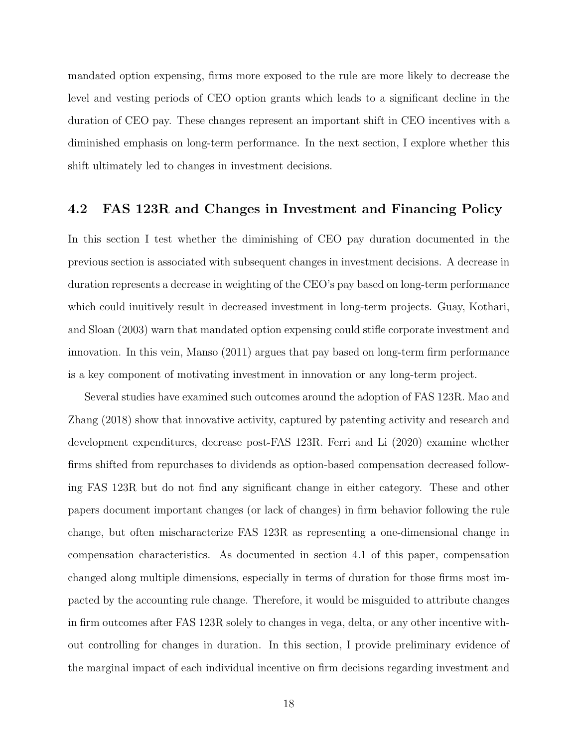mandated option expensing, firms more exposed to the rule are more likely to decrease the level and vesting periods of CEO option grants which leads to a significant decline in the duration of CEO pay. These changes represent an important shift in CEO incentives with a diminished emphasis on long-term performance. In the next section, I explore whether this shift ultimately led to changes in investment decisions.

## 4.2 FAS 123R and Changes in Investment and Financing Policy

In this section I test whether the diminishing of CEO pay duration documented in the previous section is associated with subsequent changes in investment decisions. A decrease in duration represents a decrease in weighting of the CEO's pay based on long-term performance which could inuitively result in decreased investment in long-term projects. Guay, Kothari, and Sloan (2003) warn that mandated option expensing could stifle corporate investment and innovation. In this vein, Manso (2011) argues that pay based on long-term firm performance is a key component of motivating investment in innovation or any long-term project.

Several studies have examined such outcomes around the adoption of FAS 123R. Mao and Zhang (2018) show that innovative activity, captured by patenting activity and research and development expenditures, decrease post-FAS 123R. Ferri and Li (2020) examine whether firms shifted from repurchases to dividends as option-based compensation decreased following FAS 123R but do not find any significant change in either category. These and other papers document important changes (or lack of changes) in firm behavior following the rule change, but often mischaracterize FAS 123R as representing a one-dimensional change in compensation characteristics. As documented in section 4.1 of this paper, compensation changed along multiple dimensions, especially in terms of duration for those firms most impacted by the accounting rule change. Therefore, it would be misguided to attribute changes in firm outcomes after FAS 123R solely to changes in vega, delta, or any other incentive without controlling for changes in duration. In this section, I provide preliminary evidence of the marginal impact of each individual incentive on firm decisions regarding investment and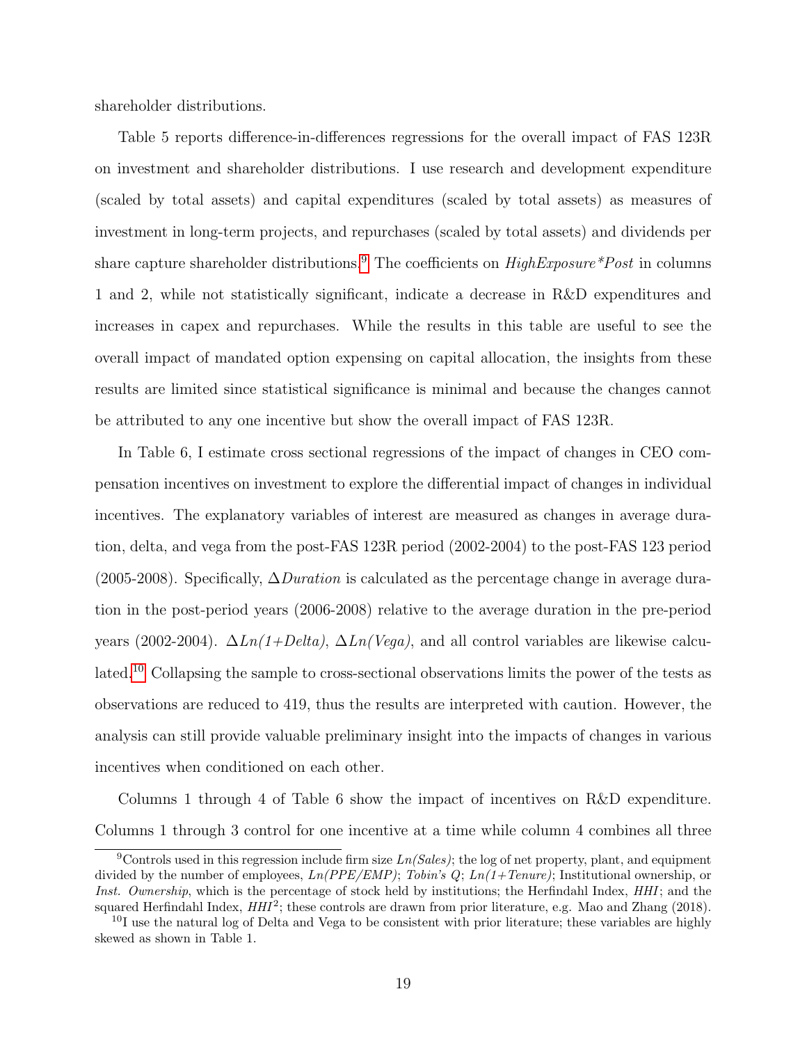shareholder distributions.

Table 5 reports difference-in-differences regressions for the overall impact of FAS 123R on investment and shareholder distributions. I use research and development expenditure (scaled by total assets) and capital expenditures (scaled by total assets) as measures of investment in long-term projects, and repurchases (scaled by total assets) and dividends per share capture shareholder distributions.[9] The coefficients on *HighExposure\*Post* in columns 1 and 2, while not statistically significant, indicate a decrease in R&D expenditures and increases in capex and repurchases. While the results in this table are useful to see the overall impact of mandated option expensing on capital allocation, the insights from these results are limited since statistical significance is minimal and because the changes cannot be attributed to any one incentive but show the overall impact of FAS 123R.

In Table 6, I estimate cross sectional regressions of the impact of changes in CEO compensation incentives on investment to explore the differential impact of changes in individual incentives. The explanatory variables of interest are measured as changes in average duration, delta, and vega from the post-FAS 123R period (2002-2004) to the post-FAS 123 period (2005-2008). Specifically, $\Delta$*Duration* is calculated as the percentage change in average duration in the post-period years (2006-2008) relative to the average duration in the pre-period years (2002-2004). $\Delta$*Ln(1+Delta)*, $\Delta$*Ln(Vega)*, and all control variables are likewise calculated.[10] Collapsing the sample to cross-sectional observations limits the power of the tests as observations are reduced to 419, thus the results are interpreted with caution. However, the analysis can still provide valuable preliminary insight into the impacts of changes in various incentives when conditioned on each other.

Columns 1 through 4 of Table 6 show the impact of incentives on R&D expenditure. Columns 1 through 3 control for one incentive at a time while column 4 combines all three

---

[9] Controls used in this regression include firm size *Ln(Sales)*; the log of net property, plant, and equipment divided by the number of employees, *Ln(PPE/EMP)*; *Tobin's Q*; *Ln(1+Tenure)*; Institutional ownership, or *Inst. Ownership*, which is the percentage of stock held by institutions; the Herfindahl Index, *HHI*; and the squared Herfindahl Index, $HHI^2$; these controls are drawn from prior literature, e.g. Mao and Zhang (2018).

[10] I use the natural log of Delta and Vega to be consistent with prior literature; these variables are highly skewed as shown in Table 1.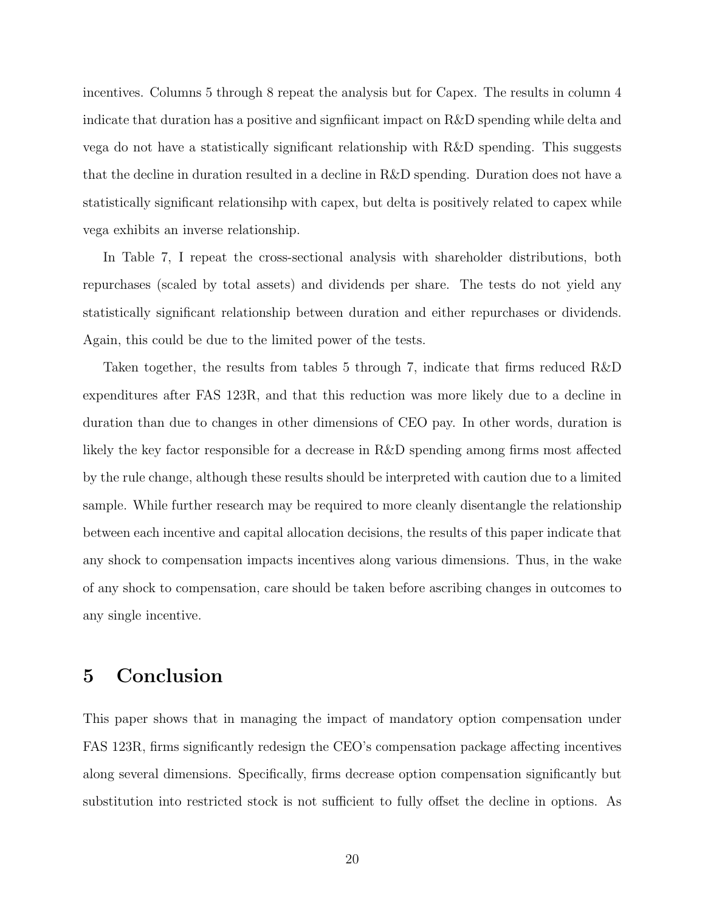incentives. Columns 5 through 8 repeat the analysis but for Capex. The results in column 4 indicate that duration has a positive and signfiicant impact on R&D spending while delta and vega do not have a statistically significant relationship with R&D spending. This suggests that the decline in duration resulted in a decline in R&D spending. Duration does not have a statistically significant relationsihp with capex, but delta is positively related to capex while vega exhibits an inverse relationship.

In Table 7, I repeat the cross-sectional analysis with shareholder distributions, both repurchases (scaled by total assets) and dividends per share. The tests do not yield any statistically significant relationship between duration and either repurchases or dividends. Again, this could be due to the limited power of the tests.

Taken together, the results from tables 5 through 7, indicate that firms reduced R&D expenditures after FAS 123R, and that this reduction was more likely due to a decline in duration than due to changes in other dimensions of CEO pay. In other words, duration is likely the key factor responsible for a decrease in R&D spending among firms most affected by the rule change, although these results should be interpreted with caution due to a limited sample. While further research may be required to more cleanly disentangle the relationship between each incentive and capital allocation decisions, the results of this paper indicate that any shock to compensation impacts incentives along various dimensions. Thus, in the wake of any shock to compensation, care should be taken before ascribing changes in outcomes to any single incentive.

# 5 Conclusion

This paper shows that in managing the impact of mandatory option compensation under FAS 123R, firms significantly redesign the CEO's compensation package affecting incentives along several dimensions. Specifically, firms decrease option compensation significantly but substitution into restricted stock is not sufficient to fully offset the decline in options. As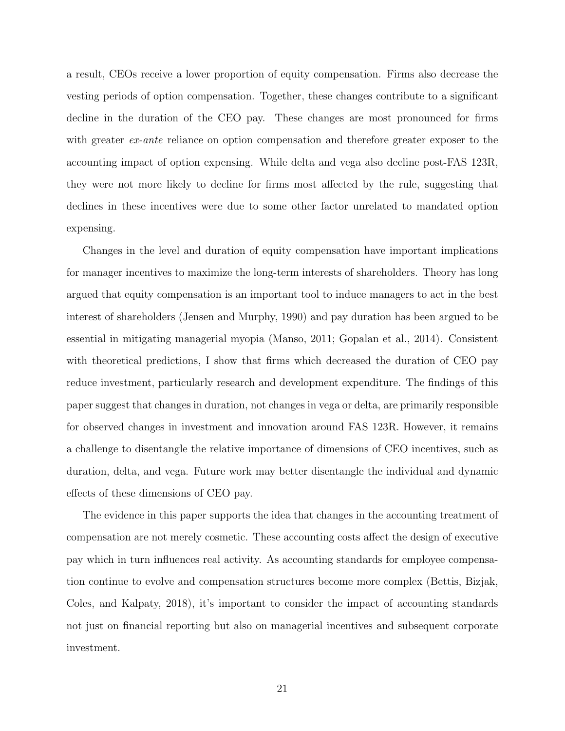a result, CEOs receive a lower proportion of equity compensation. Firms also decrease the vesting periods of option compensation. Together, these changes contribute to a significant decline in the duration of the CEO pay. These changes are most pronounced for firms with greater *ex-ante* reliance on option compensation and therefore greater exposer to the accounting impact of option expensing. While delta and vega also decline post-FAS 123R, they were not more likely to decline for firms most affected by the rule, suggesting that declines in these incentives were due to some other factor unrelated to mandated option expensing.

Changes in the level and duration of equity compensation have important implications for manager incentives to maximize the long-term interests of shareholders. Theory has long argued that equity compensation is an important tool to induce managers to act in the best interest of shareholders (Jensen and Murphy, 1990) and pay duration has been argued to be essential in mitigating managerial myopia (Manso, 2011; Gopalan et al., 2014). Consistent with theoretical predictions, I show that firms which decreased the duration of CEO pay reduce investment, particularly research and development expenditure. The findings of this paper suggest that changes in duration, not changes in vega or delta, are primarily responsible for observed changes in investment and innovation around FAS 123R. However, it remains a challenge to disentangle the relative importance of dimensions of CEO incentives, such as duration, delta, and vega. Future work may better disentangle the individual and dynamic effects of these dimensions of CEO pay.

The evidence in this paper supports the idea that changes in the accounting treatment of compensation are not merely cosmetic. These accounting costs affect the design of executive pay which in turn influences real activity. As accounting standards for employee compensation continue to evolve and compensation structures become more complex (Bettis, Bizjak, Coles, and Kalpaty, 2018), it's important to consider the impact of accounting standards not just on financial reporting but also on managerial incentives and subsequent corporate investment.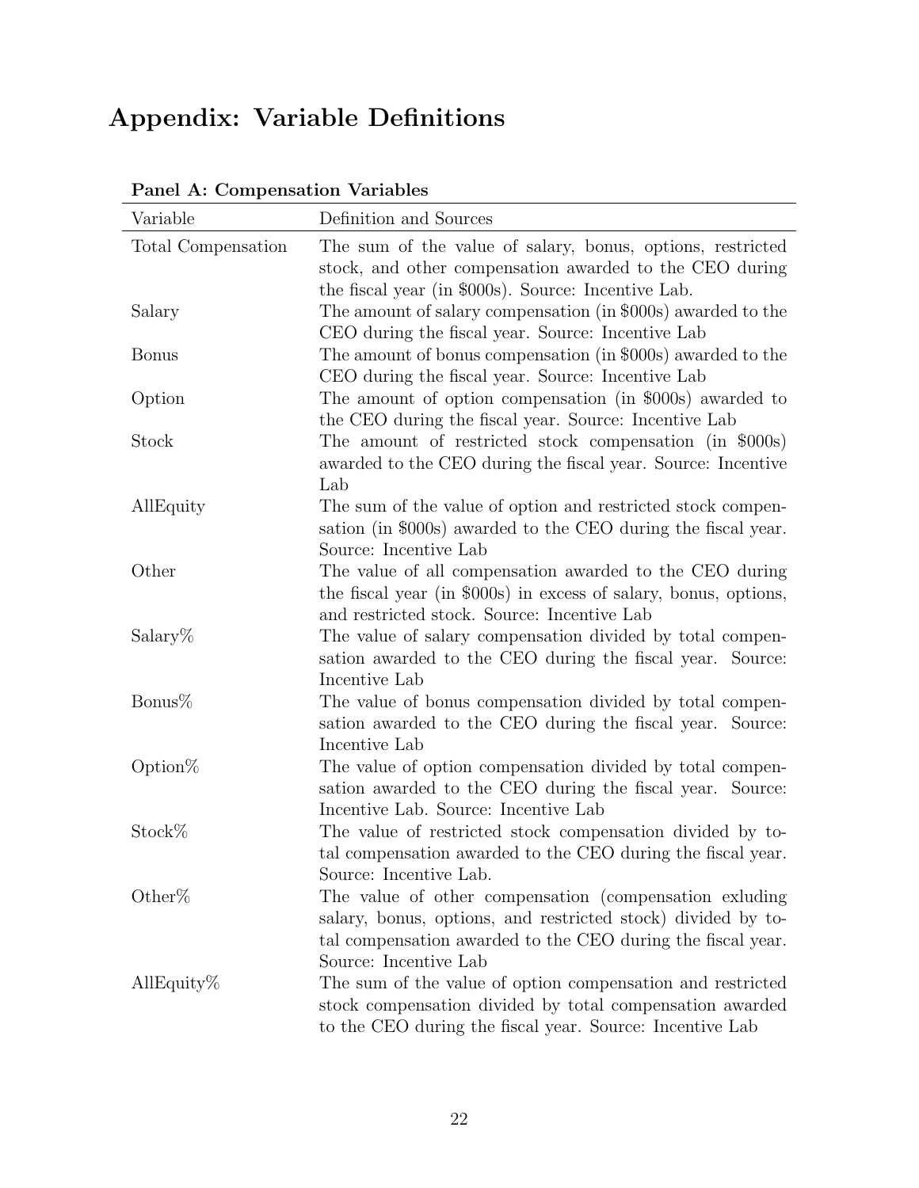# Appendix: Variable Definitions

**Panel A: Compensation Variables**

| Variable | Definition and Sources |
|---|---|
| Total Compensation | The sum of the value of salary, bonus, options, restricted stock, and other compensation awarded to the CEO during the fiscal year (in $000s). Source: Incentive Lab. |
| Salary | The amount of salary compensation (in $000s) awarded to the CEO during the fiscal year. Source: Incentive Lab |
| Bonus | The amount of bonus compensation (in $000s) awarded to the CEO during the fiscal year. Source: Incentive Lab |
| Option | The amount of option compensation (in $000s) awarded to the CEO during the fiscal year. Source: Incentive Lab |
| Stock | The amount of restricted stock compensation (in $000s) awarded to the CEO during the fiscal year. Source: Incentive Lab |
| AllEquity | The sum of the value of option and restricted stock compensation (in $000s) awarded to the CEO during the fiscal year. Source: Incentive Lab |
| Other | The value of all compensation awarded to the CEO during the fiscal year (in $000s) in excess of salary, bonus, options, and restricted stock. Source: Incentive Lab |
| Salary% | The value of salary compensation divided by total compensation awarded to the CEO during the fiscal year. Source: Incentive Lab |
| Bonus% | The value of bonus compensation divided by total compensation awarded to the CEO during the fiscal year. Source: Incentive Lab |
| Option% | The value of option compensation divided by total compensation awarded to the CEO during the fiscal year. Source: Incentive Lab. Source: Incentive Lab |
| Stock% | The value of restricted stock compensation divided by total compensation awarded to the CEO during the fiscal year. Source: Incentive Lab. |
| Other% | The value of other compensation (compensation exluding salary, bonus, options, and restricted stock) divided by total compensation awarded to the CEO during the fiscal year. Source: Incentive Lab |
| AllEquity% | The sum of the value of option compensation and restricted stock compensation divided by total compensation awarded to the CEO during the fiscal year. Source: Incentive Lab |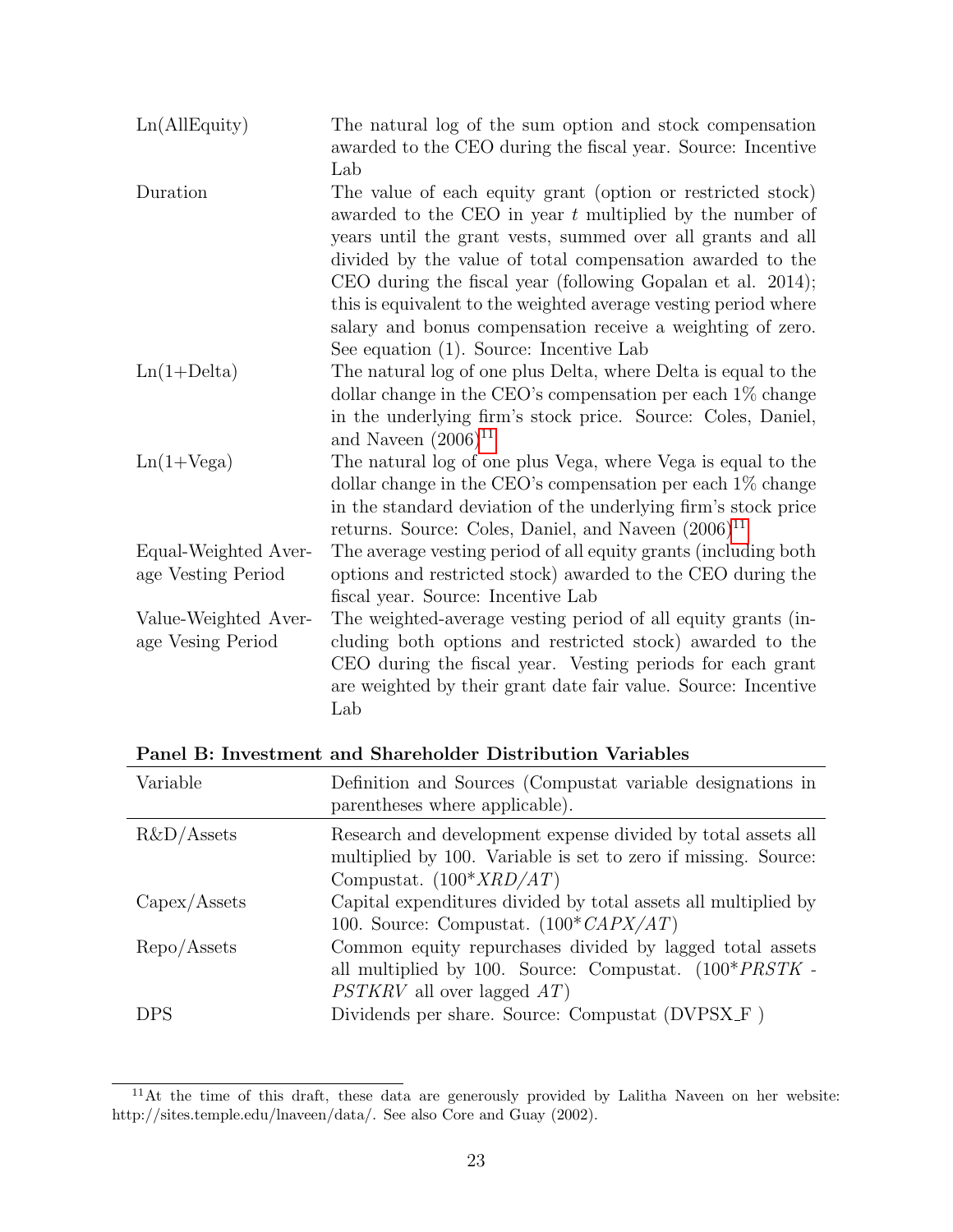| | |
|---|---|
| Ln(AllEquity) | The natural log of the sum option and stock compensation awarded to the CEO during the fiscal year. Source: Incentive Lab |
| Duration | The value of each equity grant (option or restricted stock) awarded to the CEO in year $t$ multiplied by the number of years until the grant vests, summed over all grants and all divided by the value of total compensation awarded to the CEO during the fiscal year (following Gopalan et al. 2014); this is equivalent to the weighted average vesting period where salary and bonus compensation receive a weighting of zero. See equation (1). Source: Incentive Lab |
| Ln(1+Delta) | The natural log of one plus Delta, where Delta is equal to the dollar change in the CEO's compensation per each 1% change in the underlying firm's stock price. Source: Coles, Daniel, and Naveen (2006)[11] |
| Ln(1+Vega) | The natural log of one plus Vega, where Vega is equal to the dollar change in the CEO's compensation per each 1% change in the standard deviation of the underlying firm's stock price returns. Source: Coles, Daniel, and Naveen (2006)[11] |
| Equal-Weighted Average Vesting Period | The average vesting period of all equity grants (including both options and restricted stock) awarded to the CEO during the fiscal year. Source: Incentive Lab |
| Value-Weighted Average Vesing Period | The weighted-average vesting period of all equity grants (including both options and restricted stock) awarded to the CEO during the fiscal year. Vesting periods for each grant are weighted by their grant date fair value. Source: Incentive Lab |

**Panel B: Investment and Shareholder Distribution Variables**

| Variable | Definition and Sources (Compustat variable designations in parentheses where applicable). |
|---|---|
| R&D/Assets | Research and development expense divided by total assets all multiplied by 100. Variable is set to zero if missing. Source: Compustat. (100\**XRD*/*AT*) |
| Capex/Assets | Capital expenditures divided by total assets all multiplied by 100. Source: Compustat. (100\**CAPX*/*AT*) |
| Repo/Assets | Common equity repurchases divided by lagged total assets all multiplied by 100. Source: Compustat. (100\**PRSTK* - *PSTKRV* all over lagged *AT*) |
| DPS | Dividends per share. Source: Compustat (DVPSX_F ) |

[11] At the time of this draft, these data are generously provided by Lalitha Naveen on her website: http://sites.temple.edu/lnaveen/data/. See also Core and Guay (2002).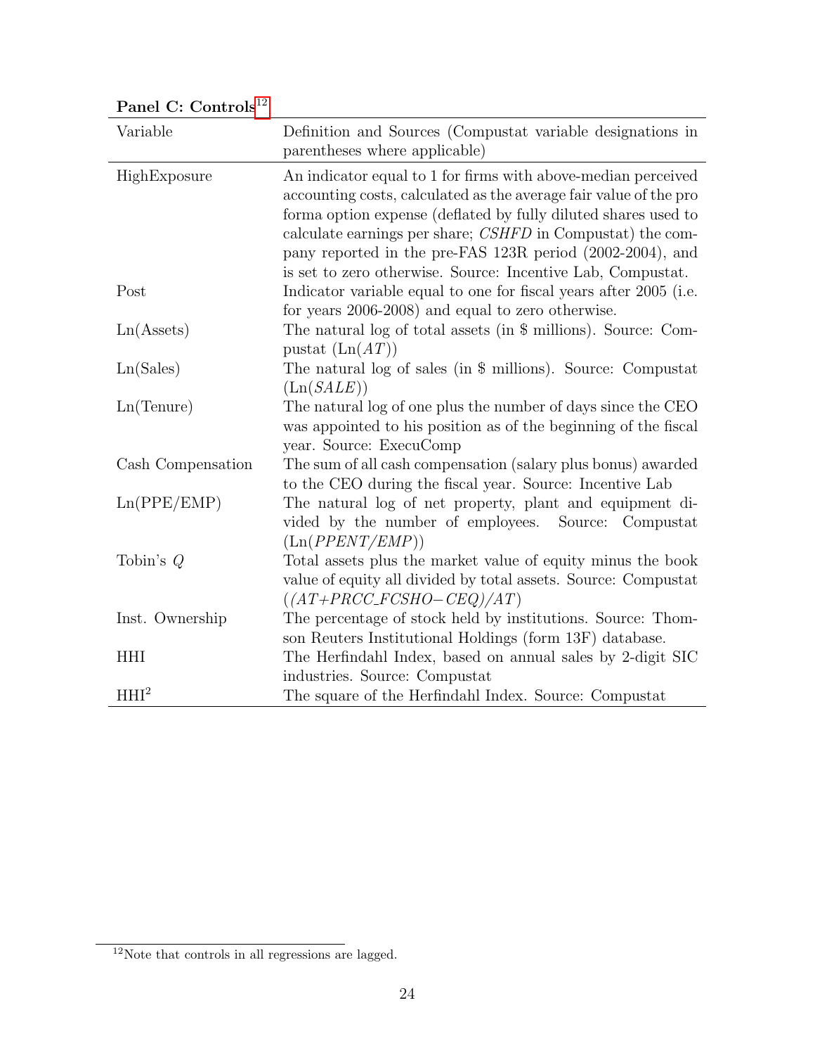**Panel C: Controls**[12]

| Variable | Definition and Sources (Compustat variable designations in parentheses where applicable) |
|---|---|
| HighExposure | An indicator equal to 1 for firms with above-median perceived accounting costs, calculated as the average fair value of the pro forma option expense (deflated by fully diluted shares used to calculate earnings per share; *CSHFD* in Compustat) the company reported in the pre-FAS 123R period (2002-2004), and is set to zero otherwise. Source: Incentive Lab, Compustat. |
| Post | Indicator variable equal to one for fiscal years after 2005 (i.e. for years 2006-2008) and equal to zero otherwise. |
| Ln(Assets) | The natural log of total assets (in $ millions). Source: Compustat (Ln(*AT*)) |
| Ln(Sales) | The natural log of sales (in $ millions). Source: Compustat (Ln(*SALE*)) |
| Ln(Tenure) | The natural log of one plus the number of days since the CEO was appointed to his position as of the beginning of the fiscal year. Source: ExecuComp |
| Cash Compensation | The sum of all cash compensation (salary plus bonus) awarded to the CEO during the fiscal year. Source: Incentive Lab |
| Ln(PPE/EMP) | The natural log of net property, plant and equipment divided by the number of employees. Source: Compustat (Ln(*PPENT/EMP*)) |
| Tobin's $Q$ | Total assets plus the market value of equity minus the book value of equity all divided by total assets. Source: Compustat ((*AT+PRCC_FCSHO−CEQ*)/*AT*) |
| Inst. Ownership | The percentage of stock held by institutions. Source: Thomson Reuters Institutional Holdings (form 13F) database. |
| HHI | The Herfindahl Index, based on annual sales by 2-digit SIC industries. Source: Compustat |
| $\text{HHI}^2$ | The square of the Herfindahl Index. Source: Compustat |

[12]Note that controls in all regressions are lagged.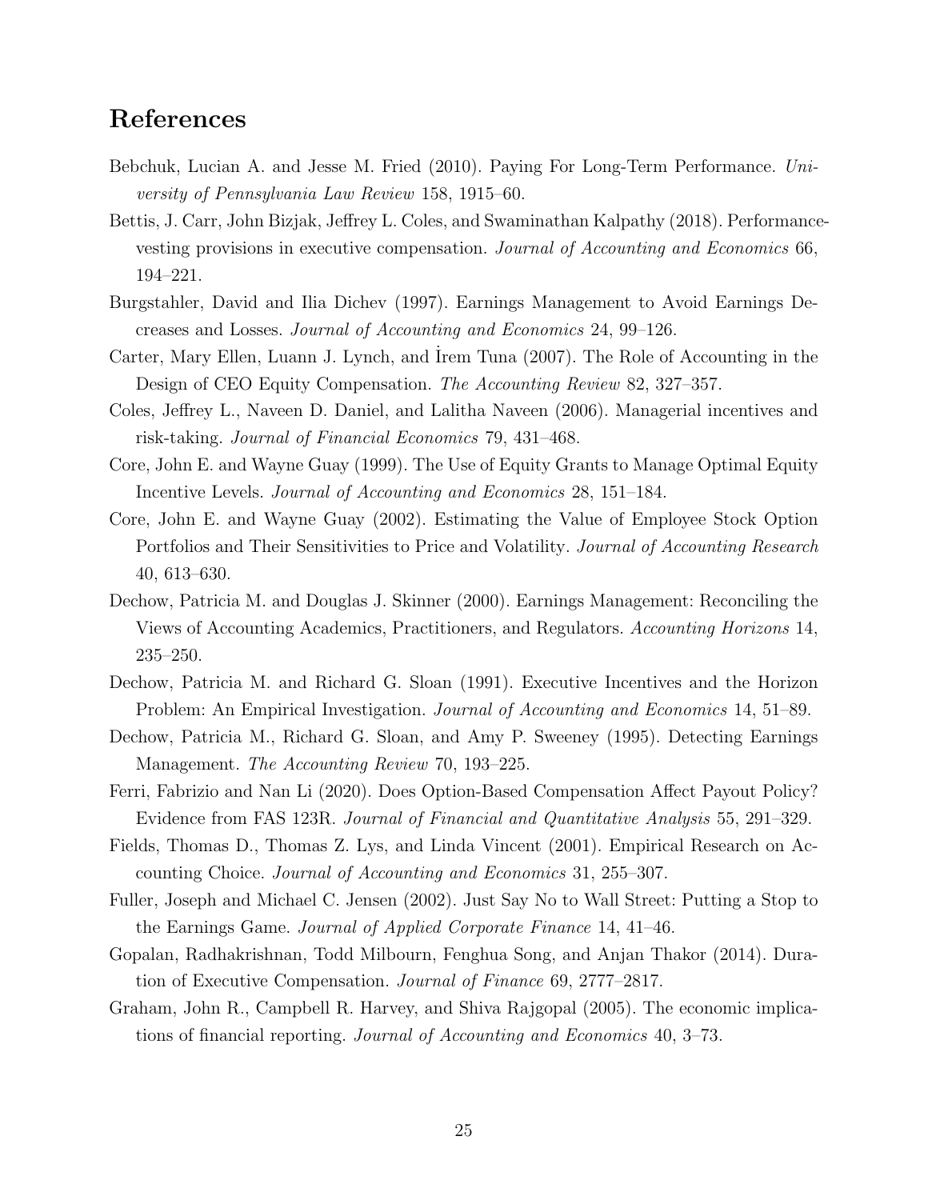## References

Bebchuk, Lucian A. and Jesse M. Fried (2010). Paying For Long-Term Performance. *University of Pennsylvania Law Review* 158, 1915–60.

Bettis, J. Carr, John Bizjak, Jeffrey L. Coles, and Swaminathan Kalpathy (2018). Performance-vesting provisions in executive compensation. *Journal of Accounting and Economics* 66, 194–221.

Burgstahler, David and Ilia Dichev (1997). Earnings Management to Avoid Earnings Decreases and Losses. *Journal of Accounting and Economics* 24, 99–126.

Carter, Mary Ellen, Luann J. Lynch, and İrem Tuna (2007). The Role of Accounting in the Design of CEO Equity Compensation. *The Accounting Review* 82, 327–357.

Coles, Jeffrey L., Naveen D. Daniel, and Lalitha Naveen (2006). Managerial incentives and risk-taking. *Journal of Financial Economics* 79, 431–468.

Core, John E. and Wayne Guay (1999). The Use of Equity Grants to Manage Optimal Equity Incentive Levels. *Journal of Accounting and Economics* 28, 151–184.

Core, John E. and Wayne Guay (2002). Estimating the Value of Employee Stock Option Portfolios and Their Sensitivities to Price and Volatility. *Journal of Accounting Research* 40, 613–630.

Dechow, Patricia M. and Douglas J. Skinner (2000). Earnings Management: Reconciling the Views of Accounting Academics, Practitioners, and Regulators. *Accounting Horizons* 14, 235–250.

Dechow, Patricia M. and Richard G. Sloan (1991). Executive Incentives and the Horizon Problem: An Empirical Investigation. *Journal of Accounting and Economics* 14, 51–89.

Dechow, Patricia M., Richard G. Sloan, and Amy P. Sweeney (1995). Detecting Earnings Management. *The Accounting Review* 70, 193–225.

Ferri, Fabrizio and Nan Li (2020). Does Option-Based Compensation Affect Payout Policy? Evidence from FAS 123R. *Journal of Financial and Quantitative Analysis* 55, 291–329.

Fields, Thomas D., Thomas Z. Lys, and Linda Vincent (2001). Empirical Research on Accounting Choice. *Journal of Accounting and Economics* 31, 255–307.

Fuller, Joseph and Michael C. Jensen (2002). Just Say No to Wall Street: Putting a Stop to the Earnings Game. *Journal of Applied Corporate Finance* 14, 41–46.

Gopalan, Radhakrishnan, Todd Milbourn, Fenghua Song, and Anjan Thakor (2014). Duration of Executive Compensation. *Journal of Finance* 69, 2777–2817.

Graham, John R., Campbell R. Harvey, and Shiva Rajgopal (2005). The economic implications of financial reporting. *Journal of Accounting and Economics* 40, 3–73.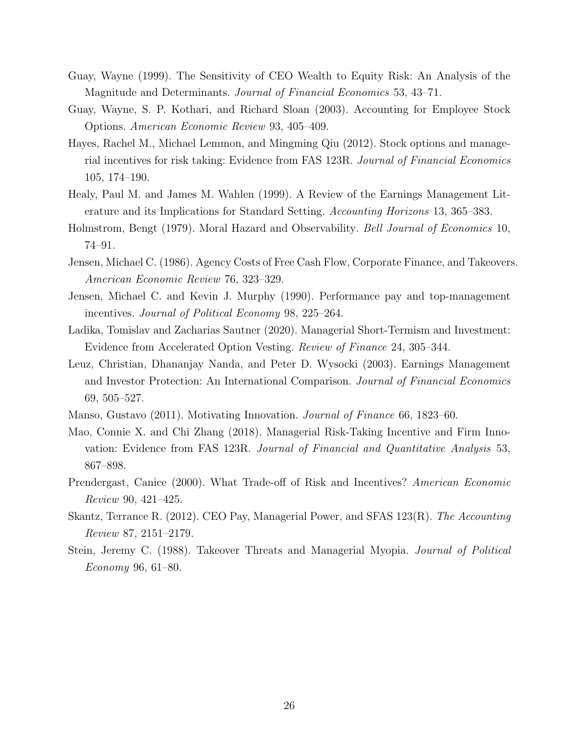Guay, Wayne (1999). The Sensitivity of CEO Wealth to Equity Risk: An Analysis of the Magnitude and Determinants. *Journal of Financial Economics* 53, 43–71.

Guay, Wayne, S. P. Kothari, and Richard Sloan (2003). Accounting for Employee Stock Options. *American Economic Review* 93, 405–409.

Hayes, Rachel M., Michael Lemmon, and Mingming Qiu (2012). Stock options and managerial incentives for risk taking: Evidence from FAS 123R. *Journal of Financial Economics* 105, 174–190.

Healy, Paul M. and James M. Wahlen (1999). A Review of the Earnings Management Literature and its Implications for Standard Setting. *Accounting Horizons* 13, 365–383.

Holmstrom, Bengt (1979). Moral Hazard and Observability. *Bell Journal of Economics* 10, 74–91.

Jensen, Michael C. (1986). Agency Costs of Free Cash Flow, Corporate Finance, and Takeovers. *American Economic Review* 76, 323–329.

Jensen, Michael C. and Kevin J. Murphy (1990). Performance pay and top-management incentives. *Journal of Political Economy* 98, 225–264.

Ladika, Tomislav and Zacharias Sautner (2020). Managerial Short-Termism and Investment: Evidence from Accelerated Option Vesting. *Review of Finance* 24, 305–344.

Leuz, Christian, Dhananjay Nanda, and Peter D. Wysocki (2003). Earnings Management and Investor Protection: An International Comparison. *Journal of Financial Economics* 69, 505–527.

Manso, Gustavo (2011). Motivating Innovation. *Journal of Finance* 66, 1823–60.

Mao, Connie X. and Chi Zhang (2018). Managerial Risk-Taking Incentive and Firm Innovation: Evidence from FAS 123R. *Journal of Financial and Quantitative Analysis* 53, 867–898.

Prendergast, Canice (2000). What Trade-off of Risk and Incentives? *American Economic Review* 90, 421–425.

Skantz, Terrance R. (2012). CEO Pay, Managerial Power, and SFAS 123(R). *The Accounting Review* 87, 2151–2179.

Stein, Jeremy C. (1988). Takeover Threats and Managerial Myopia. *Journal of Political Economy* 96, 61–80.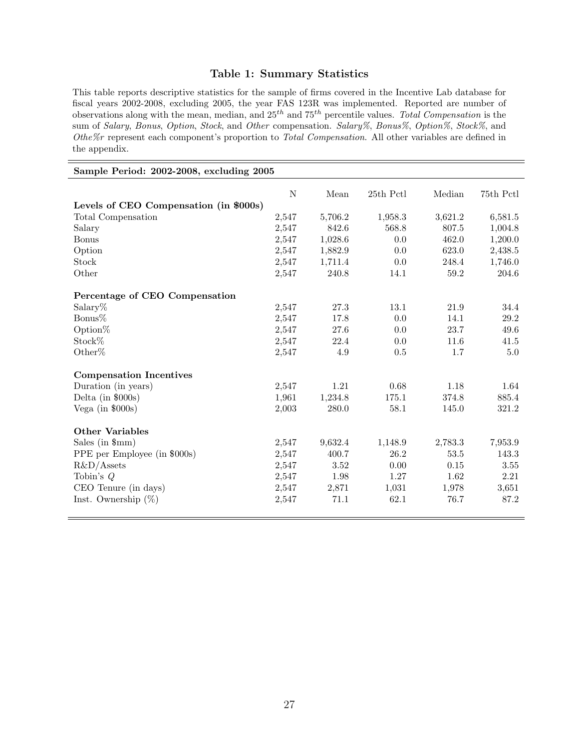## Table 1: Summary Statistics

This table reports descriptive statistics for the sample of firms covered in the Incentive Lab database for fiscal years 2002-2008, excluding 2005, the year FAS 123R was implemented. Reported are number of observations along with the mean, median, and $25^{th}$ and $75^{th}$ percentile values. *Total Compensation* is the sum of *Salary*, *Bonus*, *Option*, *Stock*, and *Other* compensation. *Salary%*, *Bonus%*, *Option%*, *Stock%*, and *Othe%r* represent each component's proportion to *Total Compensation*. All other variables are defined in the appendix.

| **Sample Period: 2002-2008, excluding 2005** | | | | | |
|---|---|---|---|---|---|
| | N | Mean | 25th Pctl | Median | 75th Pctl |
| **Levels of CEO Compensation (in $000s)** | | | | | |
| Total Compensation | 2,547 | 5,706.2 | 1,958.3 | 3,621.2 | 6,581.5 |
| Salary | 2,547 | 842.6 | 568.8 | 807.5 | 1,004.8 |
| Bonus | 2,547 | 1,028.6 | 0.0 | 462.0 | 1,200.0 |
| Option | 2,547 | 1,882.9 | 0.0 | 623.0 | 2,438.5 |
| Stock | 2,547 | 1,711.4 | 0.0 | 248.4 | 1,746.0 |
| Other | 2,547 | 240.8 | 14.1 | 59.2 | 204.6 |
| **Percentage of CEO Compensation** | | | | | |
| Salary% | 2,547 | 27.3 | 13.1 | 21.9 | 34.4 |
| Bonus% | 2,547 | 17.8 | 0.0 | 14.1 | 29.2 |
| Option% | 2,547 | 27.6 | 0.0 | 23.7 | 49.6 |
| Stock% | 2,547 | 22.4 | 0.0 | 11.6 | 41.5 |
| Other% | 2,547 | 4.9 | 0.5 | 1.7 | 5.0 |
| **Compensation Incentives** | | | | | |
| Duration (in years) | 2,547 | 1.21 | 0.68 | 1.18 | 1.64 |
| Delta (in $000s) | 1,961 | 1,234.8 | 175.1 | 374.8 | 885.4 |
| Vega (in $000s) | 2,003 | 280.0 | 58.1 | 145.0 | 321.2 |
| **Other Variables** | | | | | |
| Sales (in $mm) | 2,547 | 9,632.4 | 1,148.9 | 2,783.3 | 7,953.9 |
| PPE per Employee (in $000s) | 2,547 | 400.7 | 26.2 | 53.5 | 143.3 |
| R&D/Assets | 2,547 | 3.52 | 0.00 | 0.15 | 3.55 |
| Tobin's $Q$ | 2,547 | 1.98 | 1.27 | 1.62 | 2.21 |
| CEO Tenure (in days) | 2,547 | 2,871 | 1,031 | 1,978 | 3,651 |
| Inst. Ownership (%) | 2,547 | 71.1 | 62.1 | 76.7 | 87.2 |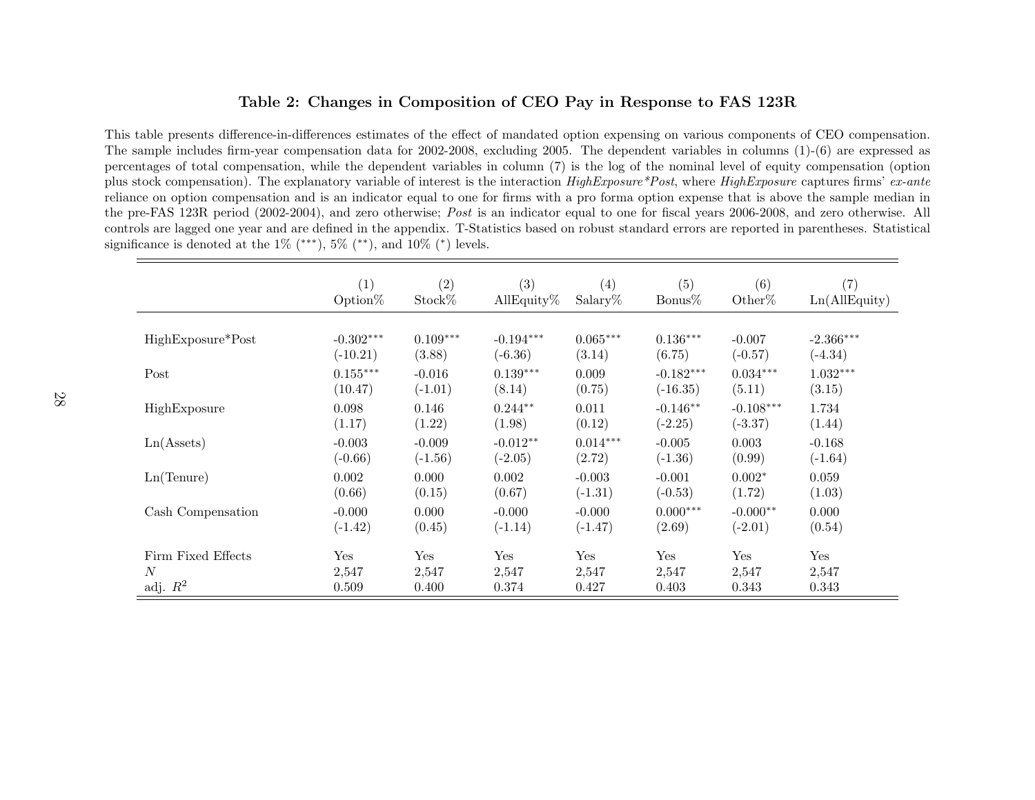**Table 2: Changes in Composition of CEO Pay in Response to FAS 123R**

This table presents difference-in-differences estimates of the effect of mandated option expensing on various components of CEO compensation. The sample includes firm-year compensation data for 2002-2008, excluding 2005. The dependent variables in columns (1)-(6) are expressed as percentages of total compensation, while the dependent variables in column (7) is the log of the nominal level of equity compensation (option plus stock compensation). The explanatory variable of interest is the interaction *HighExposure*Post*, where *HighExposure* captures firms' *ex-ante* reliance on option compensation and is an indicator equal to one for firms with a pro forma option expense that is above the sample median in the pre-FAS 123R period (2002-2004), and zero otherwise; *Post* is an indicator equal to one for fiscal years 2006-2008, and zero otherwise. All controls are lagged one year and are defined in the appendix. T-Statistics based on robust standard errors are reported in parentheses. Statistical significance is denoted at the 1% (***), 5% (**), and 10% (*) levels.

| | (1) Option% | (2) Stock% | (3) AllEquity% | (4) Salary% | (5) Bonus% | (6) Other% | (7) Ln(AllEquity) |
|---|---|---|---|---|---|---|---|
| HighExposure*Post | -0.302*** | 0.109*** | -0.194*** | 0.065*** | 0.136*** | -0.007 | -2.366*** |
| | (-10.21) | (3.88) | (-6.36) | (3.14) | (6.75) | (-0.57) | (-4.34) |
| Post | 0.155*** | -0.016 | 0.139*** | 0.009 | -0.182*** | 0.034*** | 1.032*** |
| | (10.47) | (-1.01) | (8.14) | (0.75) | (-16.35) | (5.11) | (3.15) |
| HighExposure | 0.098 | 0.146 | 0.244** | 0.011 | -0.146** | -0.108*** | 1.734 |
| | (1.17) | (1.22) | (1.98) | (0.12) | (-2.25) | (-3.37) | (1.44) |
| Ln(Assets) | -0.003 | -0.009 | -0.012** | 0.014*** | -0.005 | 0.003 | -0.168 |
| | (-0.66) | (-1.56) | (-2.05) | (2.72) | (-1.36) | (0.99) | (-1.64) |
| Ln(Tenure) | 0.002 | 0.000 | 0.002 | -0.003 | -0.001 | 0.002* | 0.059 |
| | (0.66) | (0.15) | (0.67) | (-1.31) | (-0.53) | (1.72) | (1.03) |
| Cash Compensation | -0.000 | 0.000 | -0.000 | -0.000 | 0.000*** | -0.000** | 0.000 |
| | (-1.42) | (0.45) | (-1.14) | (-1.47) | (2.69) | (-2.01) | (0.54) |
| Firm Fixed Effects | Yes | Yes | Yes | Yes | Yes | Yes | Yes |
| *N* | 2,547 | 2,547 | 2,547 | 2,547 | 2,547 | 2,547 | 2,547 |
| adj. $R^2$ | 0.509 | 0.400 | 0.374 | 0.427 | 0.403 | 0.343 | 0.343 |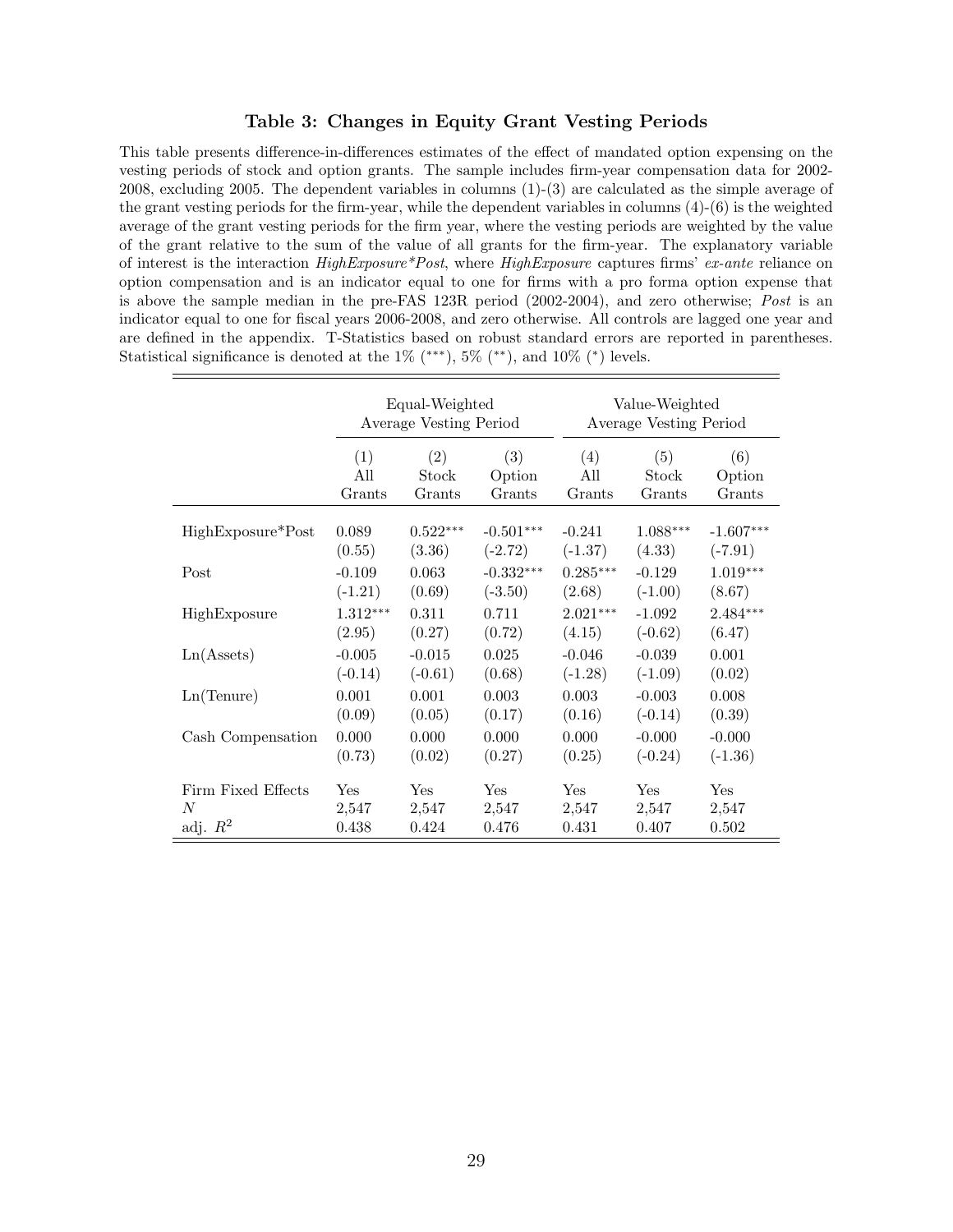### Table 3: Changes in Equity Grant Vesting Periods

This table presents difference-in-differences estimates of the effect of mandated option expensing on the vesting periods of stock and option grants. The sample includes firm-year compensation data for 2002-2008, excluding 2005. The dependent variables in columns (1)-(3) are calculated as the simple average of the grant vesting periods for the firm-year, while the dependent variables in columns (4)-(6) is the weighted average of the grant vesting periods for the firm year, where the vesting periods are weighted by the value of the grant relative to the sum of the value of all grants for the firm-year. The explanatory variable of interest is the interaction *HighExposure*Post*, where *HighExposure* captures firms' *ex-ante* reliance on option compensation and is an indicator equal to one for firms with a pro forma option expense that is above the sample median in the pre-FAS 123R period (2002-2004), and zero otherwise; *Post* is an indicator equal to one for fiscal years 2006-2008, and zero otherwise. All controls are lagged one year and are defined in the appendix. T-Statistics based on robust standard errors are reported in parentheses. Statistical significance is denoted at the 1% (***), 5% (**), and 10% (*) levels.

| | Equal-Weighted Average Vesting Period | | | Value-Weighted Average Vesting Period | | |
|---|---|---|---|---|---|---|
| | (1) All Grants | (2) Stock Grants | (3) Option Grants | (4) All Grants | (5) Stock Grants | (6) Option Grants |
| HighExposure*Post | 0.089 | 0.522*** | -0.501*** | -0.241 | 1.088*** | -1.607*** |
| | (0.55) | (3.36) | (-2.72) | (-1.37) | (4.33) | (-7.91) |
| Post | -0.109 | 0.063 | -0.332*** | 0.285*** | -0.129 | 1.019*** |
| | (-1.21) | (0.69) | (-3.50) | (2.68) | (-1.00) | (8.67) |
| HighExposure | 1.312*** | 0.311 | 0.711 | 2.021*** | -1.092 | 2.484*** |
| | (2.95) | (0.27) | (0.72) | (4.15) | (-0.62) | (6.47) |
| Ln(Assets) | -0.005 | -0.015 | 0.025 | -0.046 | -0.039 | 0.001 |
| | (-0.14) | (-0.61) | (0.68) | (-1.28) | (-1.09) | (0.02) |
| Ln(Tenure) | 0.001 | 0.001 | 0.003 | 0.003 | -0.003 | 0.008 |
| | (0.09) | (0.05) | (0.17) | (0.16) | (-0.14) | (0.39) |
| Cash Compensation | 0.000 | 0.000 | 0.000 | 0.000 | -0.000 | -0.000 |
| | (0.73) | (0.02) | (0.27) | (0.25) | (-0.24) | (-1.36) |
| Firm Fixed Effects | Yes | Yes | Yes | Yes | Yes | Yes |
| $N$ | 2,547 | 2,547 | 2,547 | 2,547 | 2,547 | 2,547 |
| adj. $R^2$ | 0.438 | 0.424 | 0.476 | 0.431 | 0.407 | 0.502 |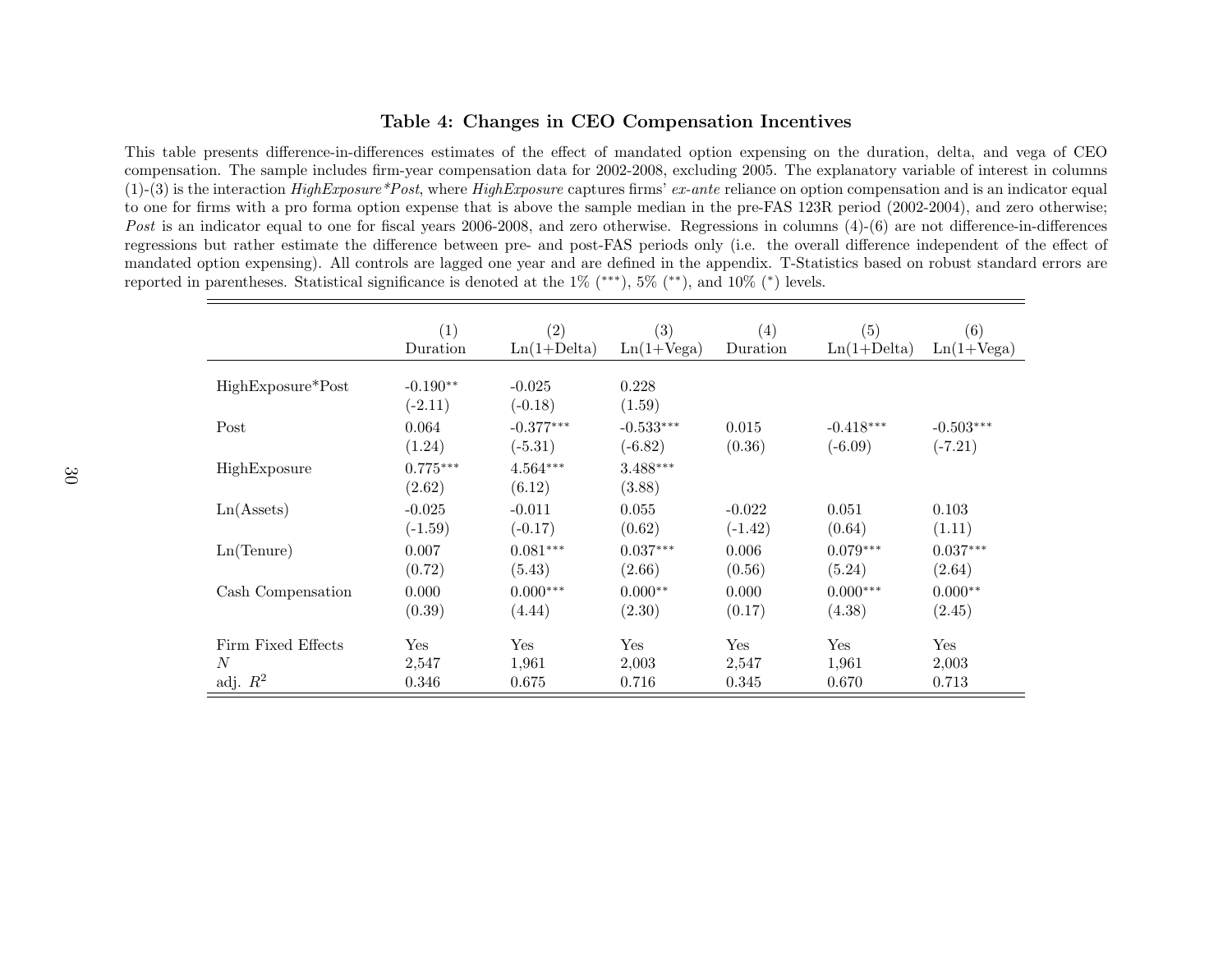### Table 4: Changes in CEO Compensation Incentives

This table presents difference-in-differences estimates of the effect of mandated option expensing on the duration, delta, and vega of CEO compensation. The sample includes firm-year compensation data for 2002-2008, excluding 2005. The explanatory variable of interest in columns (1)-(3) is the interaction *HighExposure\*Post*, where *HighExposure* captures firms' *ex-ante* reliance on option compensation and is an indicator equal to one for firms with a pro forma option expense that is above the sample median in the pre-FAS 123R period (2002-2004), and zero otherwise; *Post* is an indicator equal to one for fiscal years 2006-2008, and zero otherwise. Regressions in columns (4)-(6) are not difference-in-differences regressions but rather estimate the difference between pre- and post-FAS periods only (i.e. the overall difference independent of the effect of mandated option expensing). All controls are lagged one year and are defined in the appendix. T-Statistics based on robust standard errors are reported in parentheses. Statistical significance is denoted at the 1% (\*\*\*), 5% (\*\*), and 10% (\*) levels.

| | (1) Duration | (2) Ln(1+Delta) | (3) Ln(1+Vega) | (4) Duration | (5) Ln(1+Delta) | (6) Ln(1+Vega) |
|---|---|---|---|---|---|---|
| HighExposure*Post | -0.190** | -0.025 | 0.228 | | | |
| | (-2.11) | (-0.18) | (1.59) | | | |
| Post | 0.064 | -0.377*** | -0.533*** | 0.015 | -0.418*** | -0.503*** |
| | (1.24) | (-5.31) | (-6.82) | (0.36) | (-6.09) | (-7.21) |
| HighExposure | 0.775*** | 4.564*** | 3.488*** | | | |
| | (2.62) | (6.12) | (3.88) | | | |
| Ln(Assets) | -0.025 | -0.011 | 0.055 | -0.022 | 0.051 | 0.103 |
| | (-1.59) | (-0.17) | (0.62) | (-1.42) | (0.64) | (1.11) |
| Ln(Tenure) | 0.007 | 0.081*** | 0.037*** | 0.006 | 0.079*** | 0.037*** |
| | (0.72) | (5.43) | (2.66) | (0.56) | (5.24) | (2.64) |
| Cash Compensation | 0.000 | 0.000*** | 0.000** | 0.000 | 0.000*** | 0.000** |
| | (0.39) | (4.44) | (2.30) | (0.17) | (4.38) | (2.45) |
| Firm Fixed Effects | Yes | Yes | Yes | Yes | Yes | Yes |
| $N$ | 2,547 | 1,961 | 2,003 | 2,547 | 1,961 | 2,003 |
| adj. $R^2$ | 0.346 | 0.675 | 0.716 | 0.345 | 0.670 | 0.713 |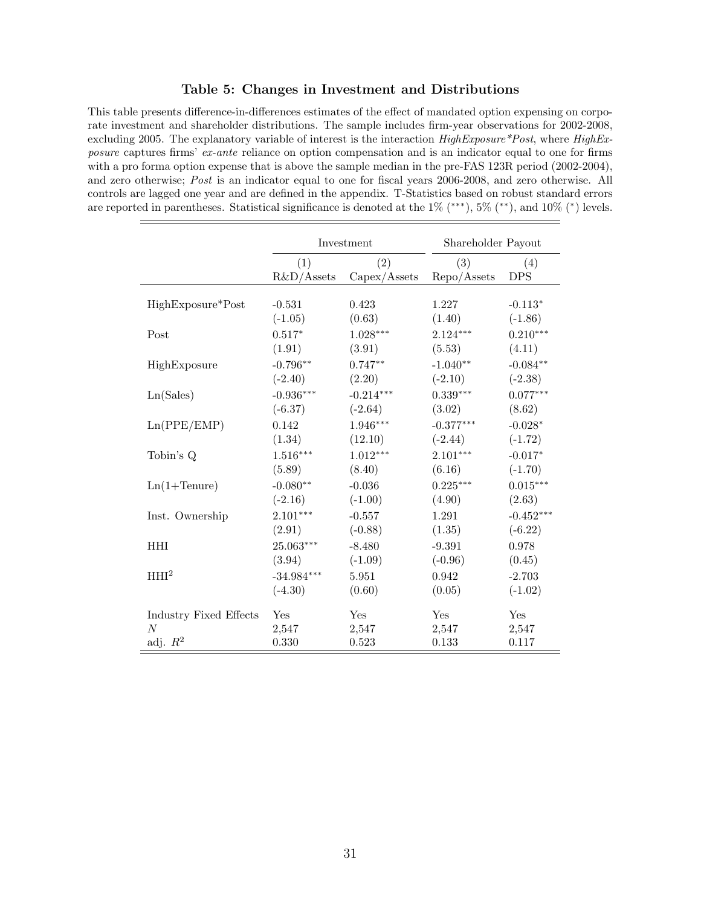### Table 5: Changes in Investment and Distributions

This table presents difference-in-differences estimates of the effect of mandated option expensing on corporate investment and shareholder distributions. The sample includes firm-year observations for 2002-2008, excluding 2005. The explanatory variable of interest is the interaction *HighExposure\*Post*, where *HighExposure* captures firms' *ex-ante* reliance on option compensation and is an indicator equal to one for firms with a pro forma option expense that is above the sample median in the pre-FAS 123R period (2002-2004), and zero otherwise; *Post* is an indicator equal to one for fiscal years 2006-2008, and zero otherwise. All controls are lagged one year and are defined in the appendix. T-Statistics based on robust standard errors are reported in parentheses. Statistical significance is denoted at the 1% (\*\*\*), 5% (\*\*), and 10% (\*) levels.

| | Investment | | Shareholder Payout | |
|---|---|---|---|---|
| | (1) | (2) | (3) | (4) |
| | R&D/Assets | Capex/Assets | Repo/Assets | DPS |
| HighExposure*Post | -0.531 | 0.423 | 1.227 | -0.113* |
| | (-1.05) | (0.63) | (1.40) | (-1.86) |
| Post | 0.517* | 1.028*** | 2.124*** | 0.210*** |
| | (1.91) | (3.91) | (5.53) | (4.11) |
| HighExposure | -0.796** | 0.747** | -1.040** | -0.084** |
| | (-2.40) | (2.20) | (-2.10) | (-2.38) |
| Ln(Sales) | -0.936*** | -0.214*** | 0.339*** | 0.077*** |
| | (-6.37) | (-2.64) | (3.02) | (8.62) |
| Ln(PPE/EMP) | 0.142 | 1.946*** | -0.377*** | -0.028* |
| | (1.34) | (12.10) | (-2.44) | (-1.72) |
| Tobin's Q | 1.516*** | 1.012*** | 2.101*** | -0.017* |
| | (5.89) | (8.40) | (6.16) | (-1.70) |
| Ln(1+Tenure) | -0.080** | -0.036 | 0.225*** | 0.015*** |
| | (-2.16) | (-1.00) | (4.90) | (2.63) |
| Inst. Ownership | 2.101*** | -0.557 | 1.291 | -0.452*** |
| | (2.91) | (-0.88) | (1.35) | (-6.22) |
| HHI | 25.063*** | -8.480 | -9.391 | 0.978 |
| | (3.94) | (-1.09) | (-0.96) | (0.45) |
| $HHI^2$ | -34.984*** | 5.951 | 0.942 | -2.703 |
| | (-4.30) | (0.60) | (0.05) | (-1.02) |
| Industry Fixed Effects | Yes | Yes | Yes | Yes |
| $N$ | 2,547 | 2,547 | 2,547 | 2,547 |
| adj. $R^2$ | 0.330 | 0.523 | 0.133 | 0.117 |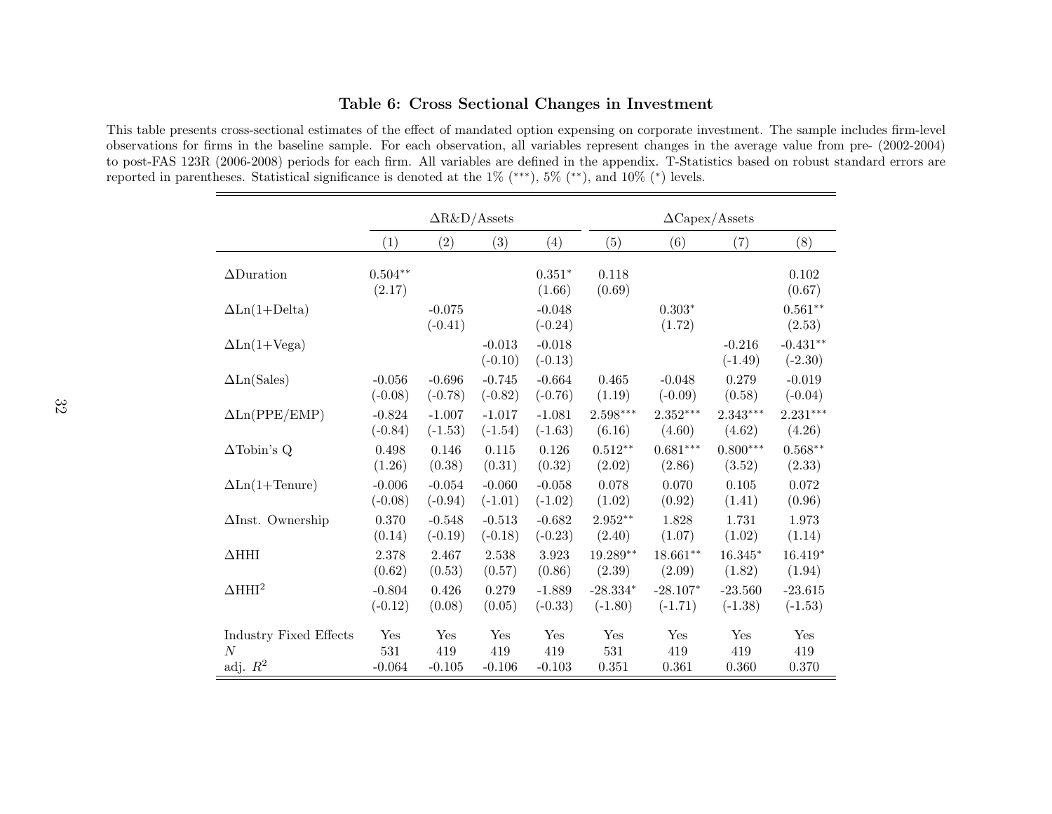## Table 6: Cross Sectional Changes in Investment

This table presents cross-sectional estimates of the effect of mandated option expensing on corporate investment. The sample includes firm-level observations for firms in the baseline sample. For each observation, all variables represent changes in the average value from pre- (2002-2004) to post-FAS 123R (2006-2008) periods for each firm. All variables are defined in the appendix. T-Statistics based on robust standard errors are reported in parentheses. Statistical significance is denoted at the 1% (\*\*\*), 5% (\*\*), and 10% (\*) levels.

| | ΔR&D/Assets | | | | ΔCapex/Assets | | | |
|---|---|---|---|---|---|---|---|---|
| | (1) | (2) | (3) | (4) | (5) | (6) | (7) | (8) |
| ΔDuration | 0.504** | | | 0.351* | 0.118 | | | 0.102 |
| | (2.17) | | | (1.66) | (0.69) | | | (0.67) |
| ΔLn(1+Delta) | | -0.075 | | -0.048 | | 0.303* | | 0.561** |
| | | (-0.41) | | (-0.24) | | (1.72) | | (2.53) |
| ΔLn(1+Vega) | | | -0.013 | -0.018 | | | -0.216 | -0.431** |
| | | | (-0.10) | (-0.13) | | | (-1.49) | (-2.30) |
| ΔLn(Sales) | -0.056 | -0.696 | -0.745 | -0.664 | 0.465 | -0.048 | 0.279 | -0.019 |
| | (-0.08) | (-0.78) | (-0.82) | (-0.76) | (1.19) | (-0.09) | (0.58) | (-0.04) |
| ΔLn(PPE/EMP) | -0.824 | -1.007 | -1.017 | -1.081 | 2.598*** | 2.352*** | 2.343*** | 2.231*** |
| | (-0.84) | (-1.53) | (-1.54) | (-1.63) | (6.16) | (4.60) | (4.62) | (4.26) |
| ΔTobin's Q | 0.498 | 0.146 | 0.115 | 0.126 | 0.512** | 0.681*** | 0.800*** | 0.568** |
| | (1.26) | (0.38) | (0.31) | (0.32) | (2.02) | (2.86) | (3.52) | (2.33) |
| ΔLn(1+Tenure) | -0.006 | -0.054 | -0.060 | -0.058 | 0.078 | 0.070 | 0.105 | 0.072 |
| | (-0.08) | (-0.94) | (-1.01) | (-1.02) | (1.02) | (0.92) | (1.41) | (0.96) |
| ΔInst. Ownership | 0.370 | -0.548 | -0.513 | -0.682 | 2.952** | 1.828 | 1.731 | 1.973 |
| | (0.14) | (-0.19) | (-0.18) | (-0.23) | (2.40) | (1.07) | (1.02) | (1.14) |
| ΔHHI | 2.378 | 2.467 | 2.538 | 3.923 | 19.289** | 18.661** | 16.345* | 16.419* |
| | (0.62) | (0.53) | (0.57) | (0.86) | (2.39) | (2.09) | (1.82) | (1.94) |
| $\Delta HHI^2$ | -0.804 | 0.426 | 0.279 | -1.889 | -28.334* | -28.107* | -23.560 | -23.615 |
| | (-0.12) | (0.08) | (0.05) | (-0.33) | (-1.80) | (-1.71) | (-1.38) | (-1.53) |
| Industry Fixed Effects | Yes | Yes | Yes | Yes | Yes | Yes | Yes | Yes |
| $N$ | 531 | 419 | 419 | 419 | 531 | 419 | 419 | 419 |
| adj. $R^2$ | -0.064 | -0.105 | -0.106 | -0.103 | 0.351 | 0.361 | 0.360 | 0.370 |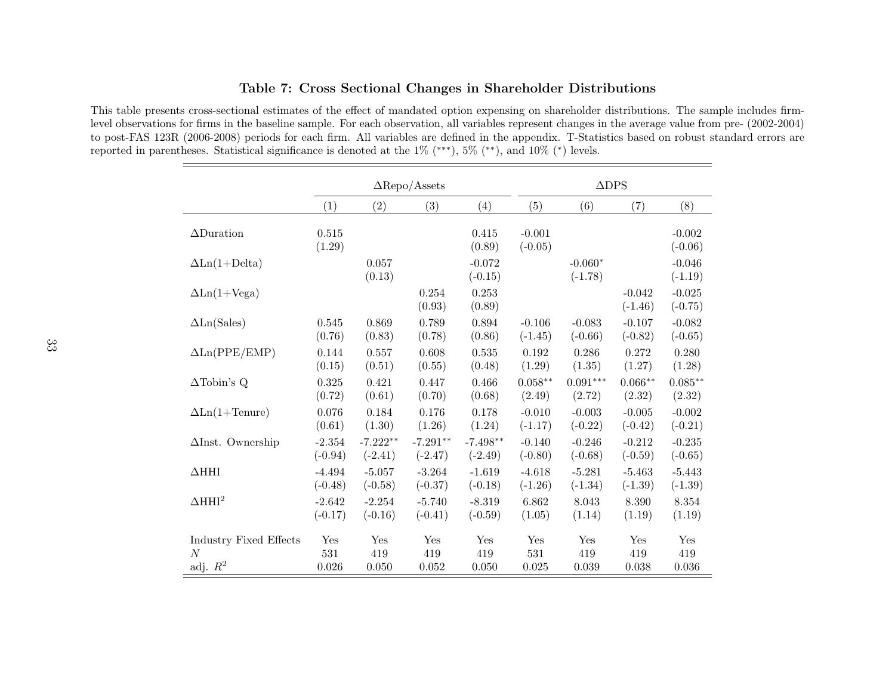**Table 7: Cross Sectional Changes in Shareholder Distributions**

This table presents cross-sectional estimates of the effect of mandated option expensing on shareholder distributions. The sample includes firm-level observations for firms in the baseline sample. For each observation, all variables represent changes in the average value from pre- (2002-2004) to post-FAS 123R (2006-2008) periods for each firm. All variables are defined in the appendix. T-Statistics based on robust standard errors are reported in parentheses. Statistical significance is denoted at the 1% (***), 5% (**), and 10% (*) levels.

| | ΔRepo/Assets | | | | ΔDPS | | | |
|---|---|---|---|---|---|---|---|---|
| | (1) | (2) | (3) | (4) | (5) | (6) | (7) | (8) |
| ΔDuration | 0.515 | | | 0.415 | -0.001 | | | -0.002 |
| | (1.29) | | | (0.89) | (-0.05) | | | (-0.06) |
| ΔLn(1+Delta) | | 0.057 | | -0.072 | | -0.060* | | -0.046 |
| | | (0.13) | | (-0.15) | | (-1.78) | | (-1.19) |
| ΔLn(1+Vega) | | | 0.254 | 0.253 | | | -0.042 | -0.025 |
| | | | (0.93) | (0.89) | | | (-1.46) | (-0.75) |
| ΔLn(Sales) | 0.545 | 0.869 | 0.789 | 0.894 | -0.106 | -0.083 | -0.107 | -0.082 |
| | (0.76) | (0.83) | (0.78) | (0.86) | (-1.45) | (-0.66) | (-0.82) | (-0.65) |
| ΔLn(PPE/EMP) | 0.144 | 0.557 | 0.608 | 0.535 | 0.192 | 0.286 | 0.272 | 0.280 |
| | (0.15) | (0.51) | (0.55) | (0.48) | (1.29) | (1.35) | (1.27) | (1.28) |
| ΔTobin's Q | 0.325 | 0.421 | 0.447 | 0.466 | 0.058** | 0.091*** | 0.066** | 0.085** |
| | (0.72) | (0.61) | (0.70) | (0.68) | (2.49) | (2.72) | (2.32) | (2.32) |
| ΔLn(1+Tenure) | 0.076 | 0.184 | 0.176 | 0.178 | -0.010 | -0.003 | -0.005 | -0.002 |
| | (0.61) | (1.30) | (1.26) | (1.24) | (-1.17) | (-0.22) | (-0.42) | (-0.21) |
| ΔInst. Ownership | -2.354 | -7.222** | -7.291** | -7.498** | -0.140 | -0.246 | -0.212 | -0.235 |
| | (-0.94) | (-2.41) | (-2.47) | (-2.49) | (-0.80) | (-0.68) | (-0.59) | (-0.65) |
| ΔHHI | -4.494 | -5.057 | -3.264 | -1.619 | -4.618 | -5.281 | -5.463 | -5.443 |
| | (-0.48) | (-0.58) | (-0.37) | (-0.18) | (-1.26) | (-1.34) | (-1.39) | (-1.39) |
| $\Delta HHI^2$ | -2.642 | -2.254 | -5.740 | -8.319 | 6.862 | 8.043 | 8.390 | 8.354 |
| | (-0.17) | (-0.16) | (-0.41) | (-0.59) | (1.05) | (1.14) | (1.19) | (1.19) |
| Industry Fixed Effects | Yes | Yes | Yes | Yes | Yes | Yes | Yes | Yes |
| $N$ | 531 | 419 | 419 | 419 | 531 | 419 | 419 | 419 |
| adj. $R^2$ | 0.026 | 0.050 | 0.052 | 0.050 | 0.025 | 0.039 | 0.038 | 0.036 |